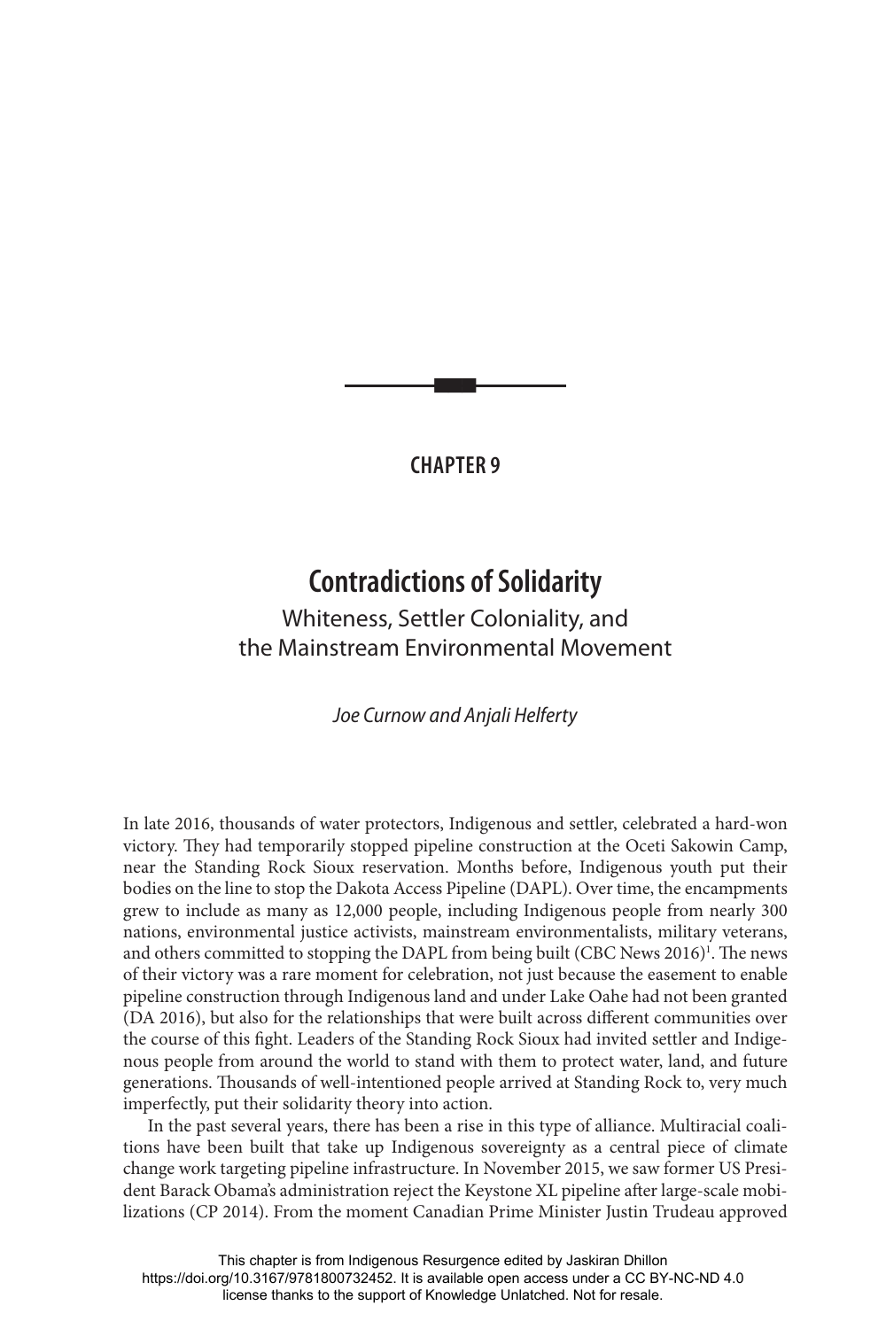## CHAPTER 9

# Contradictions of Solidarity

## Whiteness, Settler Coloniality, and the Mainstream Environmental Movement

*Joe Curnow and Anjali Helferty*

In late 2016, thousands of water protectors, Indigenous and settler, celebrated a hard-won victory. They had temporarily stopped pipeline construction at the Oceti Sakowin Camp, near the Standing Rock Sioux reservation. Months before, Indigenous youth put their bodies on the line to stop the Dakota Access Pipeline (DAPL). Over time, the encampments grew to include as many as 12,000 people, including Indigenous people from nearly 300 nations, environmental justice activists, mainstream environmentalists, military veterans, and others committed to stopping the DAPL from being built (CBC News 2016)[1]. The news of their victory was a rare moment for celebration, not just because the easement to enable pipeline construction through Indigenous land and under Lake Oahe had not been granted (DA 2016), but also for the relationships that were built across different communities over the course of this fight. Leaders of the Standing Rock Sioux had invited settler and Indigenous people from around the world to stand with them to protect water, land, and future generations. Thousands of well-intentioned people arrived at Standing Rock to, very much imperfectly, put their solidarity theory into action.

In the past several years, there has been a rise in this type of alliance. Multiracial coalitions have been built that take up Indigenous sovereignty as a central piece of climate change work targeting pipeline infrastructure. In November 2015, we saw former US President Barack Obama's administration reject the Keystone XL pipeline after large-scale mobilizations (CP 2014). From the moment Canadian Prime Minister Justin Trudeau approved

This chapter is from Indigenous Resurgence edited by Jaskiran Dhillon https://doi.org/10.3167/9781800732452. It is available open access under a CC BY-NC-ND 4.0 license thanks to the support of Knowledge Unlatched. Not for resale.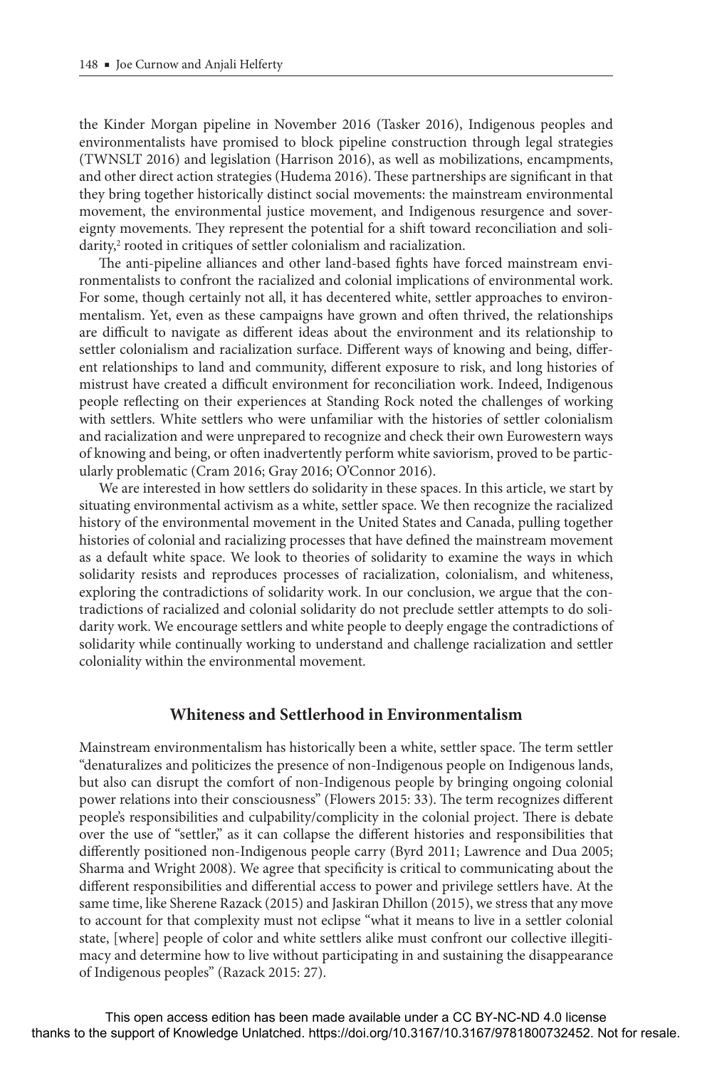the Kinder Morgan pipeline in November 2016 (Tasker 2016), Indigenous peoples and environmentalists have promised to block pipeline construction through legal strategies (TWNSLT 2016) and legislation (Harrison 2016), as well as mobilizations, encampments, and other direct action strategies (Hudema 2016). These partnerships are significant in that they bring together historically distinct social movements: the mainstream environmental movement, the environmental justice movement, and Indigenous resurgence and sovereignty movements. They represent the potential for a shift toward reconciliation and solidarity,[2] rooted in critiques of settler colonialism and racialization.

The anti-pipeline alliances and other land-based fights have forced mainstream environmentalists to confront the racialized and colonial implications of environmental work. For some, though certainly not all, it has decentered white, settler approaches to environmentalism. Yet, even as these campaigns have grown and often thrived, the relationships are difficult to navigate as different ideas about the environment and its relationship to settler colonialism and racialization surface. Different ways of knowing and being, different relationships to land and community, different exposure to risk, and long histories of mistrust have created a difficult environment for reconciliation work. Indeed, Indigenous people reflecting on their experiences at Standing Rock noted the challenges of working with settlers. White settlers who were unfamiliar with the histories of settler colonialism and racialization and were unprepared to recognize and check their own Eurowestern ways of knowing and being, or often inadvertently perform white saviorism, proved to be particularly problematic (Cram 2016; Gray 2016; O'Connor 2016).

We are interested in how settlers do solidarity in these spaces. In this article, we start by situating environmental activism as a white, settler space. We then recognize the racialized history of the environmental movement in the United States and Canada, pulling together histories of colonial and racializing processes that have defined the mainstream movement as a default white space. We look to theories of solidarity to examine the ways in which solidarity resists and reproduces processes of racialization, colonialism, and whiteness, exploring the contradictions of solidarity work. In our conclusion, we argue that the contradictions of racialized and colonial solidarity do not preclude settler attempts to do solidarity work. We encourage settlers and white people to deeply engage the contradictions of solidarity while continually working to understand and challenge racialization and settler coloniality within the environmental movement.

## Whiteness and Settlerhood in Environmentalism

Mainstream environmentalism has historically been a white, settler space. The term settler "denaturalizes and politicizes the presence of non-Indigenous people on Indigenous lands, but also can disrupt the comfort of non-Indigenous people by bringing ongoing colonial power relations into their consciousness" (Flowers 2015: 33). The term recognizes different people's responsibilities and culpability/complicity in the colonial project. There is debate over the use of "settler," as it can collapse the different histories and responsibilities that differently positioned non-Indigenous people carry (Byrd 2011; Lawrence and Dua 2005; Sharma and Wright 2008). We agree that specificity is critical to communicating about the different responsibilities and differential access to power and privilege settlers have. At the same time, like Sherene Razack (2015) and Jaskiran Dhillon (2015), we stress that any move to account for that complexity must not eclipse "what it means to live in a settler colonial state, [where] people of color and white settlers alike must confront our collective illegitimacy and determine how to live without participating in and sustaining the disappearance of Indigenous peoples" (Razack 2015: 27).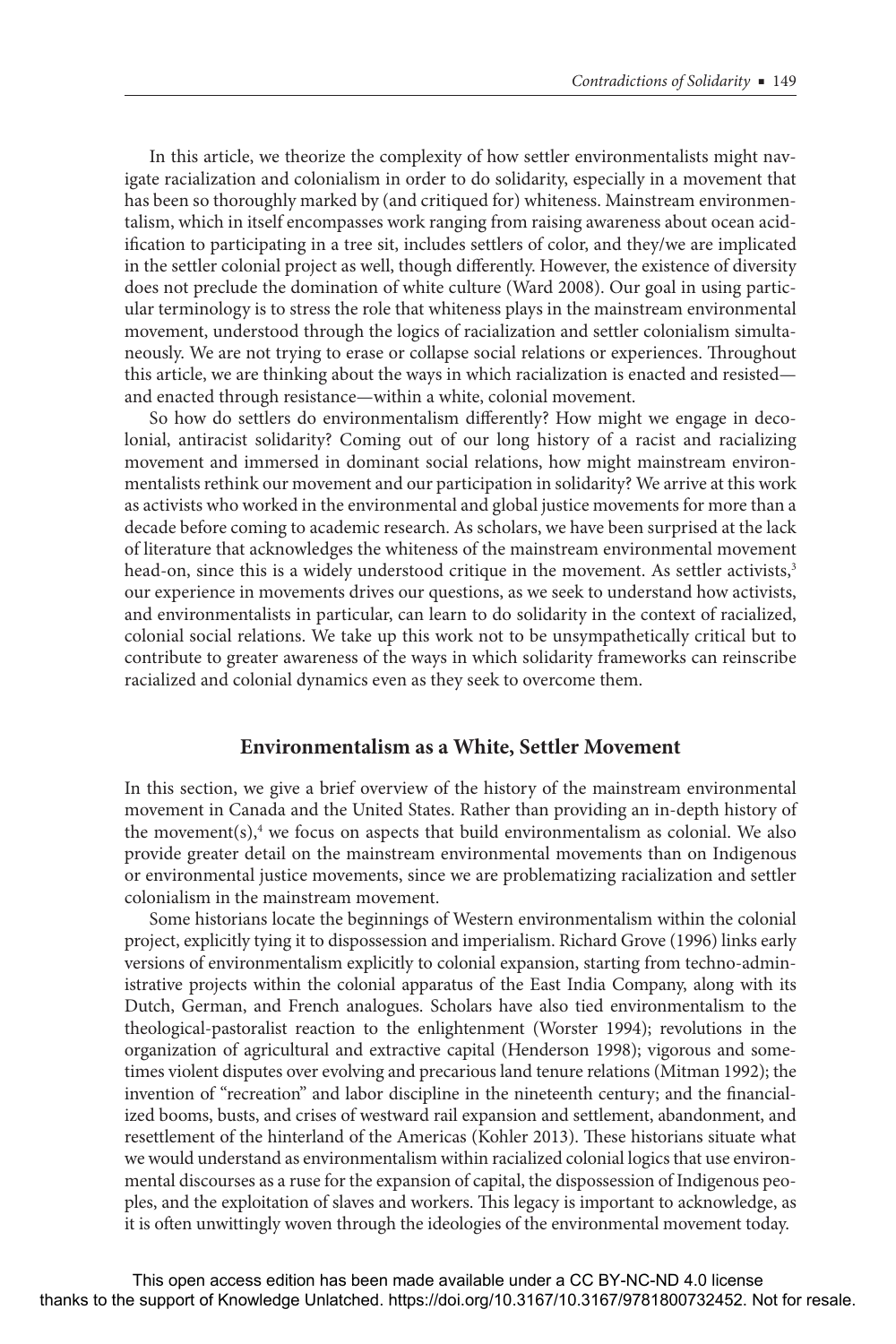In this article, we theorize the complexity of how settler environmentalists might navigate racialization and colonialism in order to do solidarity, especially in a movement that has been so thoroughly marked by (and critiqued for) whiteness. Mainstream environmentalism, which in itself encompasses work ranging from raising awareness about ocean acidification to participating in a tree sit, includes settlers of color, and they/we are implicated in the settler colonial project as well, though differently. However, the existence of diversity does not preclude the domination of white culture (Ward 2008). Our goal in using particular terminology is to stress the role that whiteness plays in the mainstream environmental movement, understood through the logics of racialization and settler colonialism simultaneously. We are not trying to erase or collapse social relations or experiences. Throughout this article, we are thinking about the ways in which racialization is enacted and resisted—and enacted through resistance—within a white, colonial movement.

So how do settlers do environmentalism differently? How might we engage in decolonial, antiracist solidarity? Coming out of our long history of a racist and racializing movement and immersed in dominant social relations, how might mainstream environmentalists rethink our movement and our participation in solidarity? We arrive at this work as activists who worked in the environmental and global justice movements for more than a decade before coming to academic research. As scholars, we have been surprised at the lack of literature that acknowledges the whiteness of the mainstream environmental movement head-on, since this is a widely understood critique in the movement. As settler activists,[3] our experience in movements drives our questions, as we seek to understand how activists, and environmentalists in particular, can learn to do solidarity in the context of racialized, colonial social relations. We take up this work not to be unsympathetically critical but to contribute to greater awareness of the ways in which solidarity frameworks can reinscribe racialized and colonial dynamics even as they seek to overcome them.

## Environmentalism as a White, Settler Movement

In this section, we give a brief overview of the history of the mainstream environmental movement in Canada and the United States. Rather than providing an in-depth history of the movement(s),[4] we focus on aspects that build environmentalism as colonial. We also provide greater detail on the mainstream environmental movements than on Indigenous or environmental justice movements, since we are problematizing racialization and settler colonialism in the mainstream movement.

Some historians locate the beginnings of Western environmentalism within the colonial project, explicitly tying it to dispossession and imperialism. Richard Grove (1996) links early versions of environmentalism explicitly to colonial expansion, starting from techno-administrative projects within the colonial apparatus of the East India Company, along with its Dutch, German, and French analogues. Scholars have also tied environmentalism to the theological-pastoralist reaction to the enlightenment (Worster 1994); revolutions in the organization of agricultural and extractive capital (Henderson 1998); vigorous and sometimes violent disputes over evolving and precarious land tenure relations (Mitman 1992); the invention of "recreation" and labor discipline in the nineteenth century; and the financialized booms, busts, and crises of westward rail expansion and settlement, abandonment, and resettlement of the hinterland of the Americas (Kohler 2013). These historians situate what we would understand as environmentalism within racialized colonial logics that use environmental discourses as a ruse for the expansion of capital, the dispossession of Indigenous peoples, and the exploitation of slaves and workers. This legacy is important to acknowledge, as it is often unwittingly woven through the ideologies of the environmental movement today.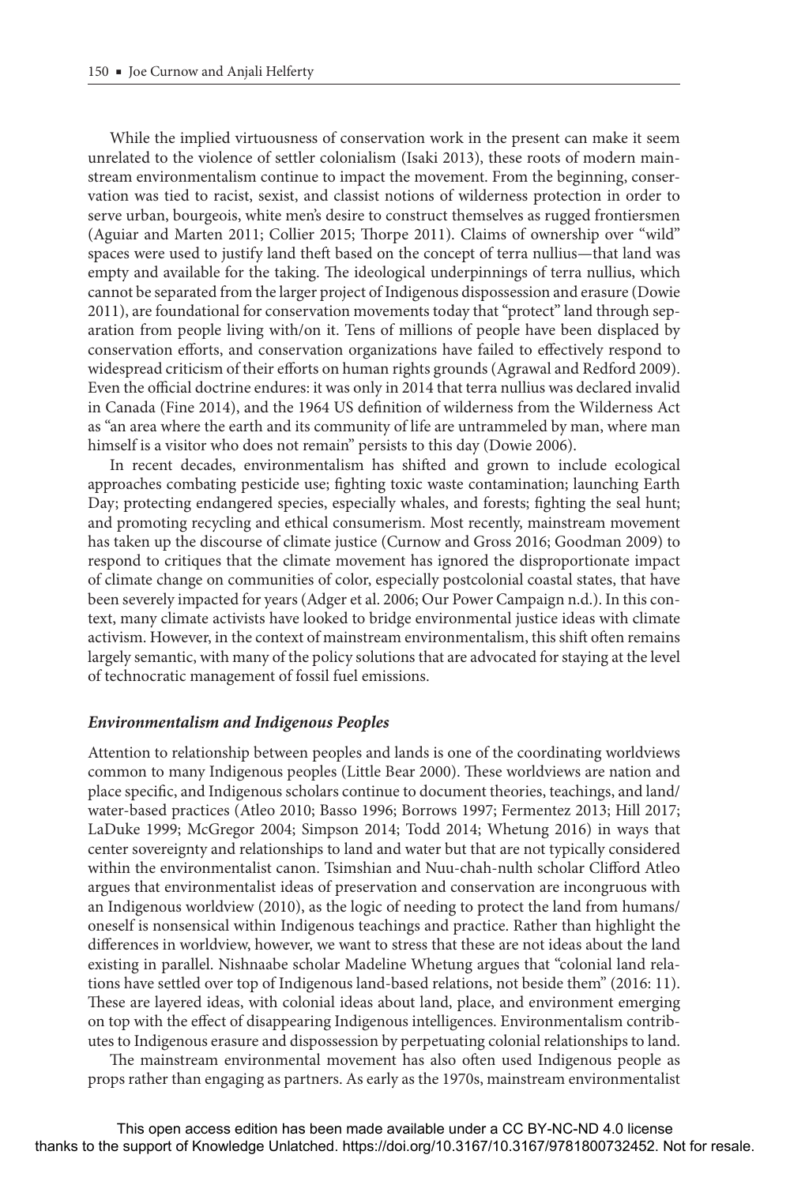While the implied virtuousness of conservation work in the present can make it seem unrelated to the violence of settler colonialism (Isaki 2013), these roots of modern mainstream environmentalism continue to impact the movement. From the beginning, conservation was tied to racist, sexist, and classist notions of wilderness protection in order to serve urban, bourgeois, white men's desire to construct themselves as rugged frontiersmen (Aguiar and Marten 2011; Collier 2015; Thorpe 2011). Claims of ownership over "wild" spaces were used to justify land theft based on the concept of terra nullius—that land was empty and available for the taking. The ideological underpinnings of terra nullius, which cannot be separated from the larger project of Indigenous dispossession and erasure (Dowie 2011), are foundational for conservation movements today that "protect" land through separation from people living with/on it. Tens of millions of people have been displaced by conservation efforts, and conservation organizations have failed to effectively respond to widespread criticism of their efforts on human rights grounds (Agrawal and Redford 2009). Even the official doctrine endures: it was only in 2014 that terra nullius was declared invalid in Canada (Fine 2014), and the 1964 US definition of wilderness from the Wilderness Act as "an area where the earth and its community of life are untrammeled by man, where man himself is a visitor who does not remain" persists to this day (Dowie 2006).

In recent decades, environmentalism has shifted and grown to include ecological approaches combating pesticide use; fighting toxic waste contamination; launching Earth Day; protecting endangered species, especially whales, and forests; fighting the seal hunt; and promoting recycling and ethical consumerism. Most recently, mainstream movement has taken up the discourse of climate justice (Curnow and Gross 2016; Goodman 2009) to respond to critiques that the climate movement has ignored the disproportionate impact of climate change on communities of color, especially postcolonial coastal states, that have been severely impacted for years (Adger et al. 2006; Our Power Campaign n.d.). In this context, many climate activists have looked to bridge environmental justice ideas with climate activism. However, in the context of mainstream environmentalism, this shift often remains largely semantic, with many of the policy solutions that are advocated for staying at the level of technocratic management of fossil fuel emissions.

### *Environmentalism and Indigenous Peoples*

Attention to relationship between peoples and lands is one of the coordinating worldviews common to many Indigenous peoples (Little Bear 2000). These worldviews are nation and place specific, and Indigenous scholars continue to document theories, teachings, and land/water-based practices (Atleo 2010; Basso 1996; Borrows 1997; Fermentez 2013; Hill 2017; LaDuke 1999; McGregor 2004; Simpson 2014; Todd 2014; Whetung 2016) in ways that center sovereignty and relationships to land and water but that are not typically considered within the environmentalist canon. Tsimshian and Nuu-chah-nulth scholar Clifford Atleo argues that environmentalist ideas of preservation and conservation are incongruous with an Indigenous worldview (2010), as the logic of needing to protect the land from humans/oneself is nonsensical within Indigenous teachings and practice. Rather than highlight the differences in worldview, however, we want to stress that these are not ideas about the land existing in parallel. Nishnaabe scholar Madeline Whetung argues that "colonial land relations have settled over top of Indigenous land-based relations, not beside them" (2016: 11). These are layered ideas, with colonial ideas about land, place, and environment emerging on top with the effect of disappearing Indigenous intelligences. Environmentalism contributes to Indigenous erasure and dispossession by perpetuating colonial relationships to land.

The mainstream environmental movement has also often used Indigenous people as props rather than engaging as partners. As early as the 1970s, mainstream environmentalist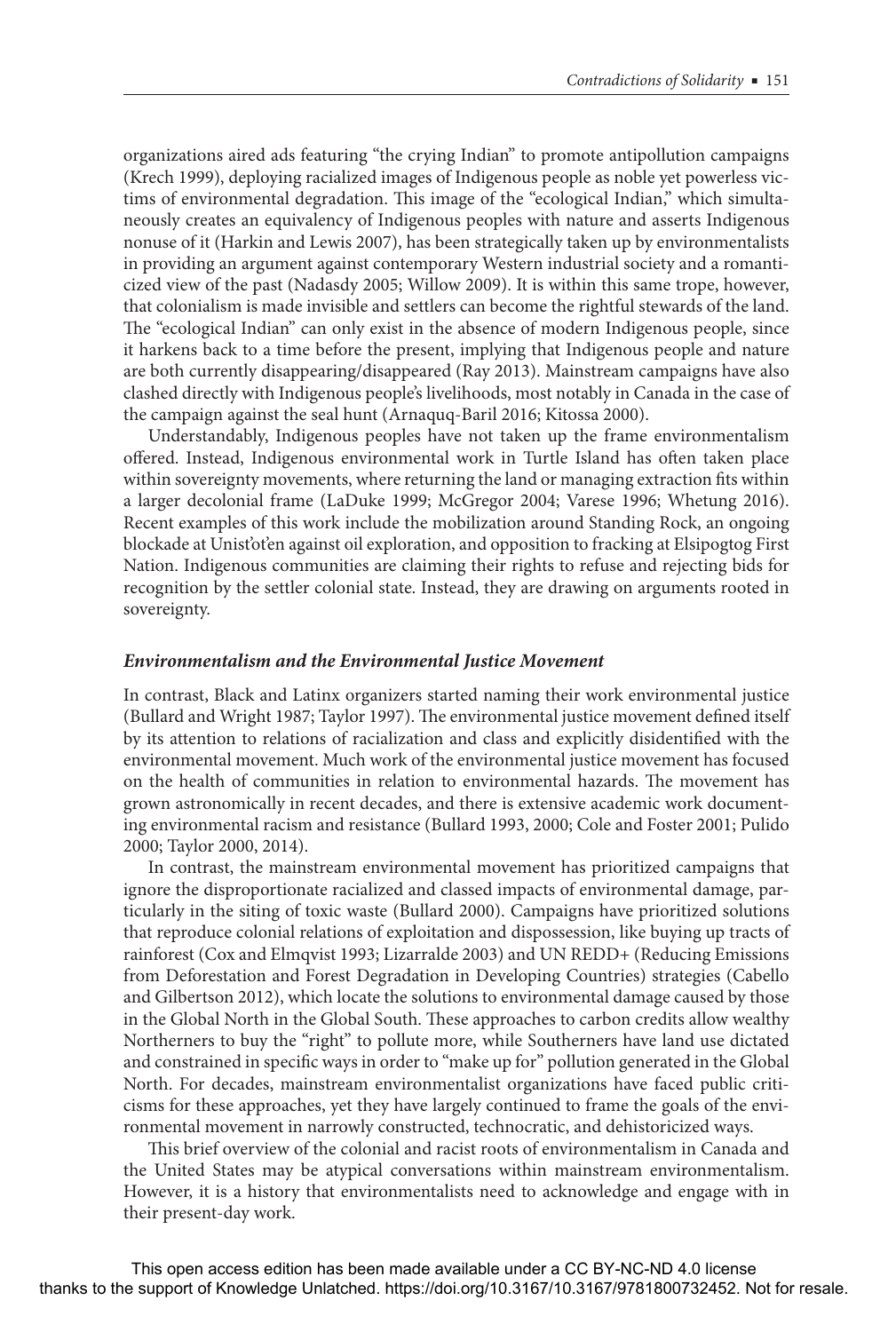organizations aired ads featuring "the crying Indian" to promote antipollution campaigns (Krech 1999), deploying racialized images of Indigenous people as noble yet powerless victims of environmental degradation. This image of the "ecological Indian," which simultaneously creates an equivalency of Indigenous peoples with nature and asserts Indigenous nonuse of it (Harkin and Lewis 2007), has been strategically taken up by environmentalists in providing an argument against contemporary Western industrial society and a romanticized view of the past (Nadasdy 2005; Willow 2009). It is within this same trope, however, that colonialism is made invisible and settlers can become the rightful stewards of the land. The "ecological Indian" can only exist in the absence of modern Indigenous people, since it harkens back to a time before the present, implying that Indigenous people and nature are both currently disappearing/disappeared (Ray 2013). Mainstream campaigns have also clashed directly with Indigenous people's livelihoods, most notably in Canada in the case of the campaign against the seal hunt (Arnaquq-Baril 2016; Kitossa 2000).

Understandably, Indigenous peoples have not taken up the frame environmentalism offered. Instead, Indigenous environmental work in Turtle Island has often taken place within sovereignty movements, where returning the land or managing extraction fits within a larger decolonial frame (LaDuke 1999; McGregor 2004; Varese 1996; Whetung 2016). Recent examples of this work include the mobilization around Standing Rock, an ongoing blockade at Unist'ot'en against oil exploration, and opposition to fracking at Elsipogtog First Nation. Indigenous communities are claiming their rights to refuse and rejecting bids for recognition by the settler colonial state. Instead, they are drawing on arguments rooted in sovereignty.

### *Environmentalism and the Environmental Justice Movement*

In contrast, Black and Latinx organizers started naming their work environmental justice (Bullard and Wright 1987; Taylor 1997). The environmental justice movement defined itself by its attention to relations of racialization and class and explicitly disidentified with the environmental movement. Much work of the environmental justice movement has focused on the health of communities in relation to environmental hazards. The movement has grown astronomically in recent decades, and there is extensive academic work documenting environmental racism and resistance (Bullard 1993, 2000; Cole and Foster 2001; Pulido 2000; Taylor 2000, 2014).

In contrast, the mainstream environmental movement has prioritized campaigns that ignore the disproportionate racialized and classed impacts of environmental damage, particularly in the siting of toxic waste (Bullard 2000). Campaigns have prioritized solutions that reproduce colonial relations of exploitation and dispossession, like buying up tracts of rainforest (Cox and Elmqvist 1993; Lizarralde 2003) and UN REDD+ (Reducing Emissions from Deforestation and Forest Degradation in Developing Countries) strategies (Cabello and Gilbertson 2012), which locate the solutions to environmental damage caused by those in the Global North in the Global South. These approaches to carbon credits allow wealthy Northerners to buy the "right" to pollute more, while Southerners have land use dictated and constrained in specific ways in order to "make up for" pollution generated in the Global North. For decades, mainstream environmentalist organizations have faced public criticisms for these approaches, yet they have largely continued to frame the goals of the environmental movement in narrowly constructed, technocratic, and dehistoricized ways.

This brief overview of the colonial and racist roots of environmentalism in Canada and the United States may be atypical conversations within mainstream environmentalism. However, it is a history that environmentalists need to acknowledge and engage with in their present-day work.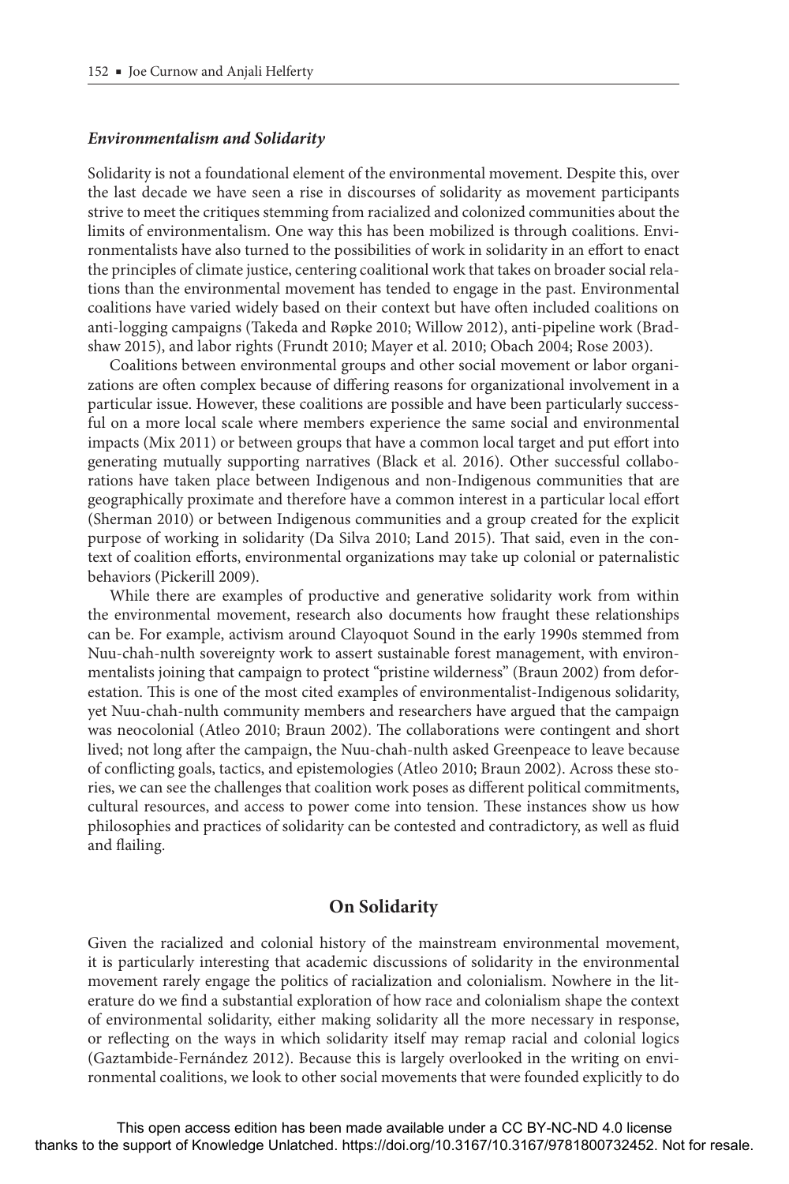### *Environmentalism and Solidarity*

Solidarity is not a foundational element of the environmental movement. Despite this, over the last decade we have seen a rise in discourses of solidarity as movement participants strive to meet the critiques stemming from racialized and colonized communities about the limits of environmentalism. One way this has been mobilized is through coalitions. Environmentalists have also turned to the possibilities of work in solidarity in an effort to enact the principles of climate justice, centering coalitional work that takes on broader social relations than the environmental movement has tended to engage in the past. Environmental coalitions have varied widely based on their context but have often included coalitions on anti-logging campaigns (Takeda and Røpke 2010; Willow 2012), anti-pipeline work (Bradshaw 2015), and labor rights (Frundt 2010; Mayer et al. 2010; Obach 2004; Rose 2003).

Coalitions between environmental groups and other social movement or labor organizations are often complex because of differing reasons for organizational involvement in a particular issue. However, these coalitions are possible and have been particularly successful on a more local scale where members experience the same social and environmental impacts (Mix 2011) or between groups that have a common local target and put effort into generating mutually supporting narratives (Black et al. 2016). Other successful collaborations have taken place between Indigenous and non-Indigenous communities that are geographically proximate and therefore have a common interest in a particular local effort (Sherman 2010) or between Indigenous communities and a group created for the explicit purpose of working in solidarity (Da Silva 2010; Land 2015). That said, even in the context of coalition efforts, environmental organizations may take up colonial or paternalistic behaviors (Pickerill 2009).

While there are examples of productive and generative solidarity work from within the environmental movement, research also documents how fraught these relationships can be. For example, activism around Clayoquot Sound in the early 1990s stemmed from Nuu-chah-nulth sovereignty work to assert sustainable forest management, with environmentalists joining that campaign to protect "pristine wilderness" (Braun 2002) from deforestation. This is one of the most cited examples of environmentalist-Indigenous solidarity, yet Nuu-chah-nulth community members and researchers have argued that the campaign was neocolonial (Atleo 2010; Braun 2002). The collaborations were contingent and short lived; not long after the campaign, the Nuu-chah-nulth asked Greenpeace to leave because of conflicting goals, tactics, and epistemologies (Atleo 2010; Braun 2002). Across these stories, we can see the challenges that coalition work poses as different political commitments, cultural resources, and access to power come into tension. These instances show us how philosophies and practices of solidarity can be contested and contradictory, as well as fluid and flailing.

## On Solidarity

Given the racialized and colonial history of the mainstream environmental movement, it is particularly interesting that academic discussions of solidarity in the environmental movement rarely engage the politics of racialization and colonialism. Nowhere in the literature do we find a substantial exploration of how race and colonialism shape the context of environmental solidarity, either making solidarity all the more necessary in response, or reflecting on the ways in which solidarity itself may remap racial and colonial logics (Gaztambide-Fernández 2012). Because this is largely overlooked in the writing on environmental coalitions, we look to other social movements that were founded explicitly to do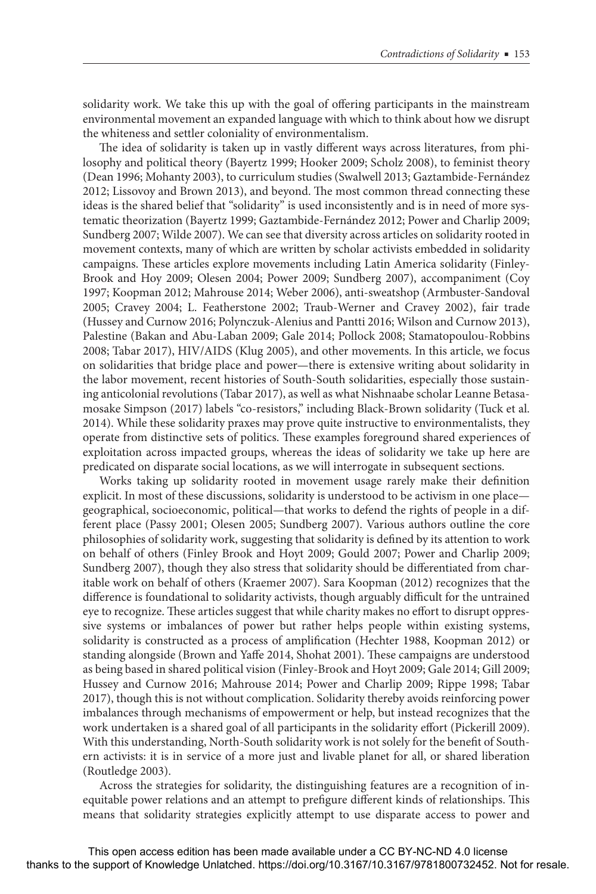solidarity work. We take this up with the goal of offering participants in the mainstream environmental movement an expanded language with which to think about how we disrupt the whiteness and settler coloniality of environmentalism.

The idea of solidarity is taken up in vastly different ways across literatures, from philosophy and political theory (Bayertz 1999; Hooker 2009; Scholz 2008), to feminist theory (Dean 1996; Mohanty 2003), to curriculum studies (Swalwell 2013; Gaztambide-Fernández 2012; Lissovoy and Brown 2013), and beyond. The most common thread connecting these ideas is the shared belief that "solidarity" is used inconsistently and is in need of more systematic theorization (Bayertz 1999; Gaztambide-Fernández 2012; Power and Charlip 2009; Sundberg 2007; Wilde 2007). We can see that diversity across articles on solidarity rooted in movement contexts, many of which are written by scholar activists embedded in solidarity campaigns. These articles explore movements including Latin America solidarity (Finley-Brook and Hoy 2009; Olesen 2004; Power 2009; Sundberg 2007), accompaniment (Coy 1997; Koopman 2012; Mahrouse 2014; Weber 2006), anti-sweatshop (Armbuster-Sandoval 2005; Cravey 2004; L. Featherstone 2002; Traub-Werner and Cravey 2002), fair trade (Hussey and Curnow 2016; Polynczuk-Alenius and Pantti 2016; Wilson and Curnow 2013), Palestine (Bakan and Abu-Laban 2009; Gale 2014; Pollock 2008; Stamatopoulou-Robbins 2008; Tabar 2017), HIV/AIDS (Klug 2005), and other movements. In this article, we focus on solidarities that bridge place and power—there is extensive writing about solidarity in the labor movement, recent histories of South-South solidarities, especially those sustaining anticolonial revolutions (Tabar 2017), as well as what Nishnaabe scholar Leanne Betasamosake Simpson (2017) labels "co-resistors," including Black-Brown solidarity (Tuck et al. 2014). While these solidarity praxes may prove quite instructive to environmentalists, they operate from distinctive sets of politics. These examples foreground shared experiences of exploitation across impacted groups, whereas the ideas of solidarity we take up here are predicated on disparate social locations, as we will interrogate in subsequent sections.

Works taking up solidarity rooted in movement usage rarely make their definition explicit. In most of these discussions, solidarity is understood to be activism in one place—geographical, socioeconomic, political—that works to defend the rights of people in a different place (Passy 2001; Olesen 2005; Sundberg 2007). Various authors outline the core philosophies of solidarity work, suggesting that solidarity is defined by its attention to work on behalf of others (Finley Brook and Hoyt 2009; Gould 2007; Power and Charlip 2009; Sundberg 2007), though they also stress that solidarity should be differentiated from charitable work on behalf of others (Kraemer 2007). Sara Koopman (2012) recognizes that the difference is foundational to solidarity activists, though arguably difficult for the untrained eye to recognize. These articles suggest that while charity makes no effort to disrupt oppressive systems or imbalances of power but rather helps people within existing systems, solidarity is constructed as a process of amplification (Hechter 1988, Koopman 2012) or standing alongside (Brown and Yaffe 2014, Shohat 2001). These campaigns are understood as being based in shared political vision (Finley-Brook and Hoyt 2009; Gale 2014; Gill 2009; Hussey and Curnow 2016; Mahrouse 2014; Power and Charlip 2009; Rippe 1998; Tabar 2017), though this is not without complication. Solidarity thereby avoids reinforcing power imbalances through mechanisms of empowerment or help, but instead recognizes that the work undertaken is a shared goal of all participants in the solidarity effort (Pickerill 2009). With this understanding, North-South solidarity work is not solely for the benefit of Southern activists: it is in service of a more just and livable planet for all, or shared liberation (Routledge 2003).

Across the strategies for solidarity, the distinguishing features are a recognition of inequitable power relations and an attempt to prefigure different kinds of relationships. This means that solidarity strategies explicitly attempt to use disparate access to power and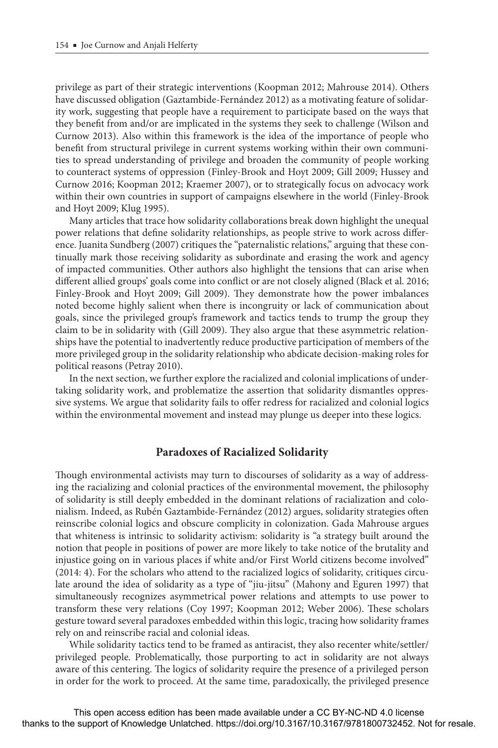privilege as part of their strategic interventions (Koopman 2012; Mahrouse 2014). Others have discussed obligation (Gaztambide-Fernández 2012) as a motivating feature of solidarity work, suggesting that people have a requirement to participate based on the ways that they benefit from and/or are implicated in the systems they seek to challenge (Wilson and Curnow 2013). Also within this framework is the idea of the importance of people who benefit from structural privilege in current systems working within their own communities to spread understanding of privilege and broaden the community of people working to counteract systems of oppression (Finley-Brook and Hoyt 2009; Gill 2009; Hussey and Curnow 2016; Koopman 2012; Kraemer 2007), or to strategically focus on advocacy work within their own countries in support of campaigns elsewhere in the world (Finley-Brook and Hoyt 2009; Klug 1995).

Many articles that trace how solidarity collaborations break down highlight the unequal power relations that define solidarity relationships, as people strive to work across difference. Juanita Sundberg (2007) critiques the "paternalistic relations," arguing that these continually mark those receiving solidarity as subordinate and erasing the work and agency of impacted communities. Other authors also highlight the tensions that can arise when different allied groups' goals come into conflict or are not closely aligned (Black et al. 2016; Finley-Brook and Hoyt 2009; Gill 2009). They demonstrate how the power imbalances noted become highly salient when there is incongruity or lack of communication about goals, since the privileged group's framework and tactics tends to trump the group they claim to be in solidarity with (Gill 2009). They also argue that these asymmetric relationships have the potential to inadvertently reduce productive participation of members of the more privileged group in the solidarity relationship who abdicate decision-making roles for political reasons (Petray 2010).

In the next section, we further explore the racialized and colonial implications of undertaking solidarity work, and problematize the assertion that solidarity dismantles oppressive systems. We argue that solidarity fails to offer redress for racialized and colonial logics within the environmental movement and instead may plunge us deeper into these logics.

## Paradoxes of Racialized Solidarity

Though environmental activists may turn to discourses of solidarity as a way of addressing the racializing and colonial practices of the environmental movement, the philosophy of solidarity is still deeply embedded in the dominant relations of racialization and colonialism. Indeed, as Rubén Gaztambide-Fernández (2012) argues, solidarity strategies often reinscribe colonial logics and obscure complicity in colonization. Gada Mahrouse argues that whiteness is intrinsic to solidarity activism: solidarity is "a strategy built around the notion that people in positions of power are more likely to take notice of the brutality and injustice going on in various places if white and/or First World citizens become involved" (2014: 4). For the scholars who attend to the racialized logics of solidarity, critiques circulate around the idea of solidarity as a type of "jiu-jitsu" (Mahony and Eguren 1997) that simultaneously recognizes asymmetrical power relations and attempts to use power to transform these very relations (Coy 1997; Koopman 2012; Weber 2006). These scholars gesture toward several paradoxes embedded within this logic, tracing how solidarity frames rely on and reinscribe racial and colonial ideas.

While solidarity tactics tend to be framed as antiracist, they also recenter white/settler/privileged people. Problematically, those purporting to act in solidarity are not always aware of this centering. The logics of solidarity require the presence of a privileged person in order for the work to proceed. At the same time, paradoxically, the privileged presence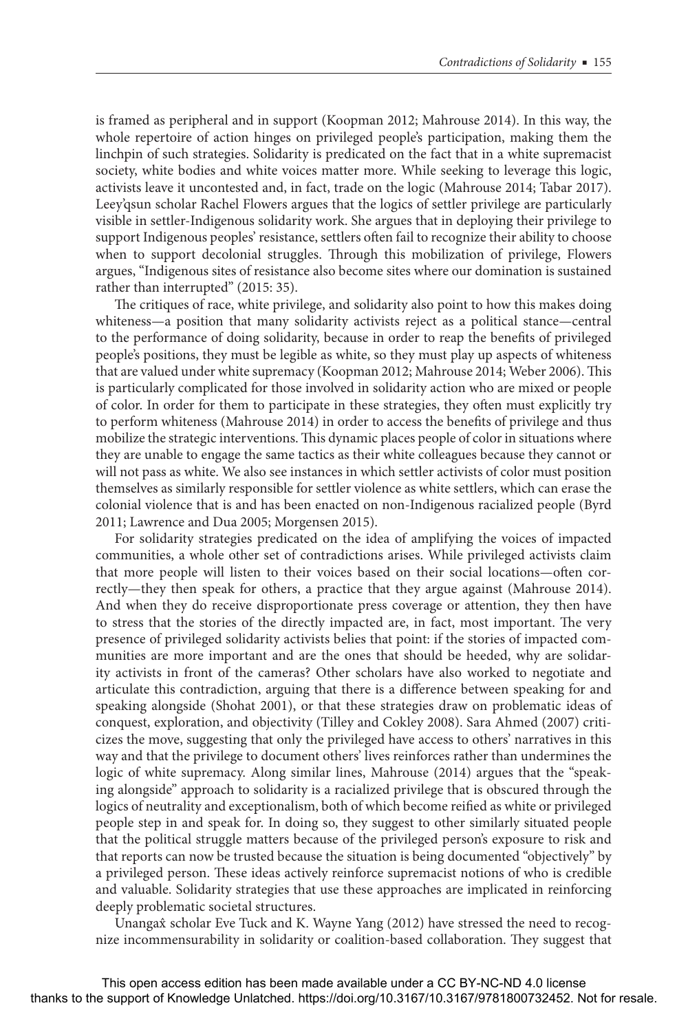is framed as peripheral and in support (Koopman 2012; Mahrouse 2014). In this way, the whole repertoire of action hinges on privileged people's participation, making them the linchpin of such strategies. Solidarity is predicated on the fact that in a white supremacist society, white bodies and white voices matter more. While seeking to leverage this logic, activists leave it uncontested and, in fact, trade on the logic (Mahrouse 2014; Tabar 2017). Leey'qsun scholar Rachel Flowers argues that the logics of settler privilege are particularly visible in settler-Indigenous solidarity work. She argues that in deploying their privilege to support Indigenous peoples' resistance, settlers often fail to recognize their ability to choose when to support decolonial struggles. Through this mobilization of privilege, Flowers argues, "Indigenous sites of resistance also become sites where our domination is sustained rather than interrupted" (2015: 35).

The critiques of race, white privilege, and solidarity also point to how this makes doing whiteness—a position that many solidarity activists reject as a political stance—central to the performance of doing solidarity, because in order to reap the benefits of privileged people's positions, they must be legible as white, so they must play up aspects of whiteness that are valued under white supremacy (Koopman 2012; Mahrouse 2014; Weber 2006). This is particularly complicated for those involved in solidarity action who are mixed or people of color. In order for them to participate in these strategies, they often must explicitly try to perform whiteness (Mahrouse 2014) in order to access the benefits of privilege and thus mobilize the strategic interventions. This dynamic places people of color in situations where they are unable to engage the same tactics as their white colleagues because they cannot or will not pass as white. We also see instances in which settler activists of color must position themselves as similarly responsible for settler violence as white settlers, which can erase the colonial violence that is and has been enacted on non-Indigenous racialized people (Byrd 2011; Lawrence and Dua 2005; Morgensen 2015).

For solidarity strategies predicated on the idea of amplifying the voices of impacted communities, a whole other set of contradictions arises. While privileged activists claim that more people will listen to their voices based on their social locations—often correctly—they then speak for others, a practice that they argue against (Mahrouse 2014). And when they do receive disproportionate press coverage or attention, they then have to stress that the stories of the directly impacted are, in fact, most important. The very presence of privileged solidarity activists belies that point: if the stories of impacted communities are more important and are the ones that should be heeded, why are solidarity activists in front of the cameras? Other scholars have also worked to negotiate and articulate this contradiction, arguing that there is a difference between speaking for and speaking alongside (Shohat 2001), or that these strategies draw on problematic ideas of conquest, exploration, and objectivity (Tilley and Cokley 2008). Sara Ahmed (2007) criticizes the move, suggesting that only the privileged have access to others' narratives in this way and that the privilege to document others' lives reinforces rather than undermines the logic of white supremacy. Along similar lines, Mahrouse (2014) argues that the "speaking alongside" approach to solidarity is a racialized privilege that is obscured through the logics of neutrality and exceptionalism, both of which become reified as white or privileged people step in and speak for. In doing so, they suggest to other similarly situated people that the political struggle matters because of the privileged person's exposure to risk and that reports can now be trusted because the situation is being documented "objectively" by a privileged person. These ideas actively reinforce supremacist notions of who is credible and valuable. Solidarity strategies that use these approaches are implicated in reinforcing deeply problematic societal structures.

Unangax̂ scholar Eve Tuck and K. Wayne Yang (2012) have stressed the need to recognize incommensurability in solidarity or coalition-based collaboration. They suggest that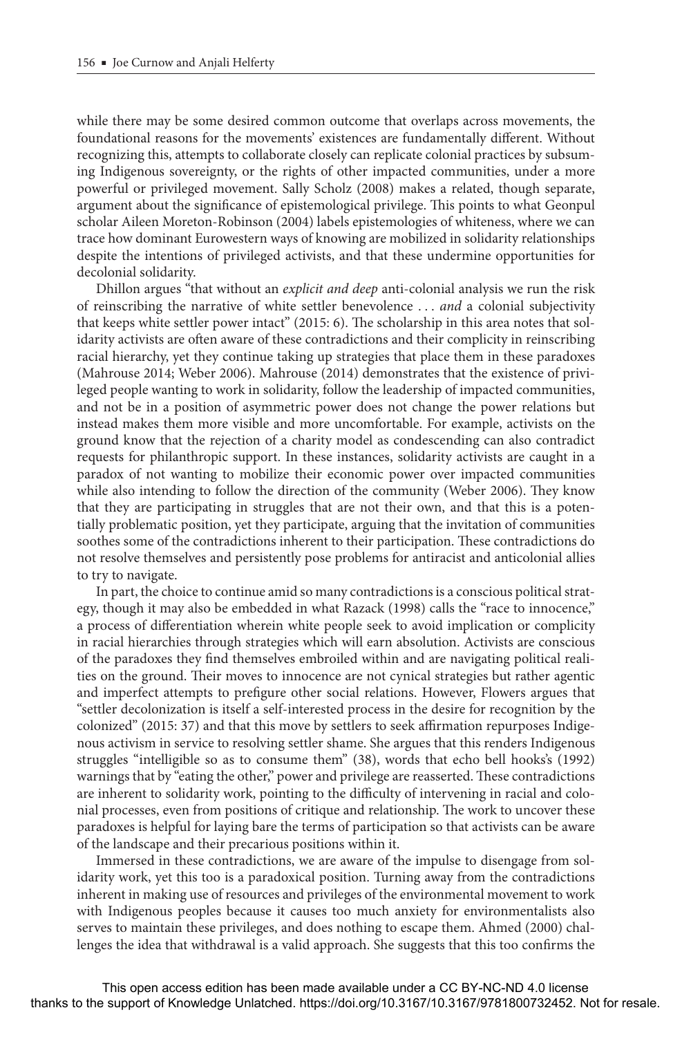while there may be some desired common outcome that overlaps across movements, the foundational reasons for the movements' existences are fundamentally different. Without recognizing this, attempts to collaborate closely can replicate colonial practices by subsuming Indigenous sovereignty, or the rights of other impacted communities, under a more powerful or privileged movement. Sally Scholz (2008) makes a related, though separate, argument about the significance of epistemological privilege. This points to what Geonpul scholar Aileen Moreton-Robinson (2004) labels epistemologies of whiteness, where we can trace how dominant Eurowestern ways of knowing are mobilized in solidarity relationships despite the intentions of privileged activists, and that these undermine opportunities for decolonial solidarity.

Dhillon argues "that without an *explicit and deep* anti-colonial analysis we run the risk of reinscribing the narrative of white settler benevolence . . . *and* a colonial subjectivity that keeps white settler power intact" (2015: 6). The scholarship in this area notes that solidarity activists are often aware of these contradictions and their complicity in reinscribing racial hierarchy, yet they continue taking up strategies that place them in these paradoxes (Mahrouse 2014; Weber 2006). Mahrouse (2014) demonstrates that the existence of privileged people wanting to work in solidarity, follow the leadership of impacted communities, and not be in a position of asymmetric power does not change the power relations but instead makes them more visible and more uncomfortable. For example, activists on the ground know that the rejection of a charity model as condescending can also contradict requests for philanthropic support. In these instances, solidarity activists are caught in a paradox of not wanting to mobilize their economic power over impacted communities while also intending to follow the direction of the community (Weber 2006). They know that they are participating in struggles that are not their own, and that this is a potentially problematic position, yet they participate, arguing that the invitation of communities soothes some of the contradictions inherent to their participation. These contradictions do not resolve themselves and persistently pose problems for antiracist and anticolonial allies to try to navigate.

In part, the choice to continue amid so many contradictions is a conscious political strategy, though it may also be embedded in what Razack (1998) calls the "race to innocence," a process of differentiation wherein white people seek to avoid implication or complicity in racial hierarchies through strategies which will earn absolution. Activists are conscious of the paradoxes they find themselves embroiled within and are navigating political realities on the ground. Their moves to innocence are not cynical strategies but rather agentic and imperfect attempts to prefigure other social relations. However, Flowers argues that "settler decolonization is itself a self-interested process in the desire for recognition by the colonized" (2015: 37) and that this move by settlers to seek affirmation repurposes Indigenous activism in service to resolving settler shame. She argues that this renders Indigenous struggles "intelligible so as to consume them" (38), words that echo bell hooks's (1992) warnings that by "eating the other," power and privilege are reasserted. These contradictions are inherent to solidarity work, pointing to the difficulty of intervening in racial and colonial processes, even from positions of critique and relationship. The work to uncover these paradoxes is helpful for laying bare the terms of participation so that activists can be aware of the landscape and their precarious positions within it.

Immersed in these contradictions, we are aware of the impulse to disengage from solidarity work, yet this too is a paradoxical position. Turning away from the contradictions inherent in making use of resources and privileges of the environmental movement to work with Indigenous peoples because it causes too much anxiety for environmentalists also serves to maintain these privileges, and does nothing to escape them. Ahmed (2000) challenges the idea that withdrawal is a valid approach. She suggests that this too confirms the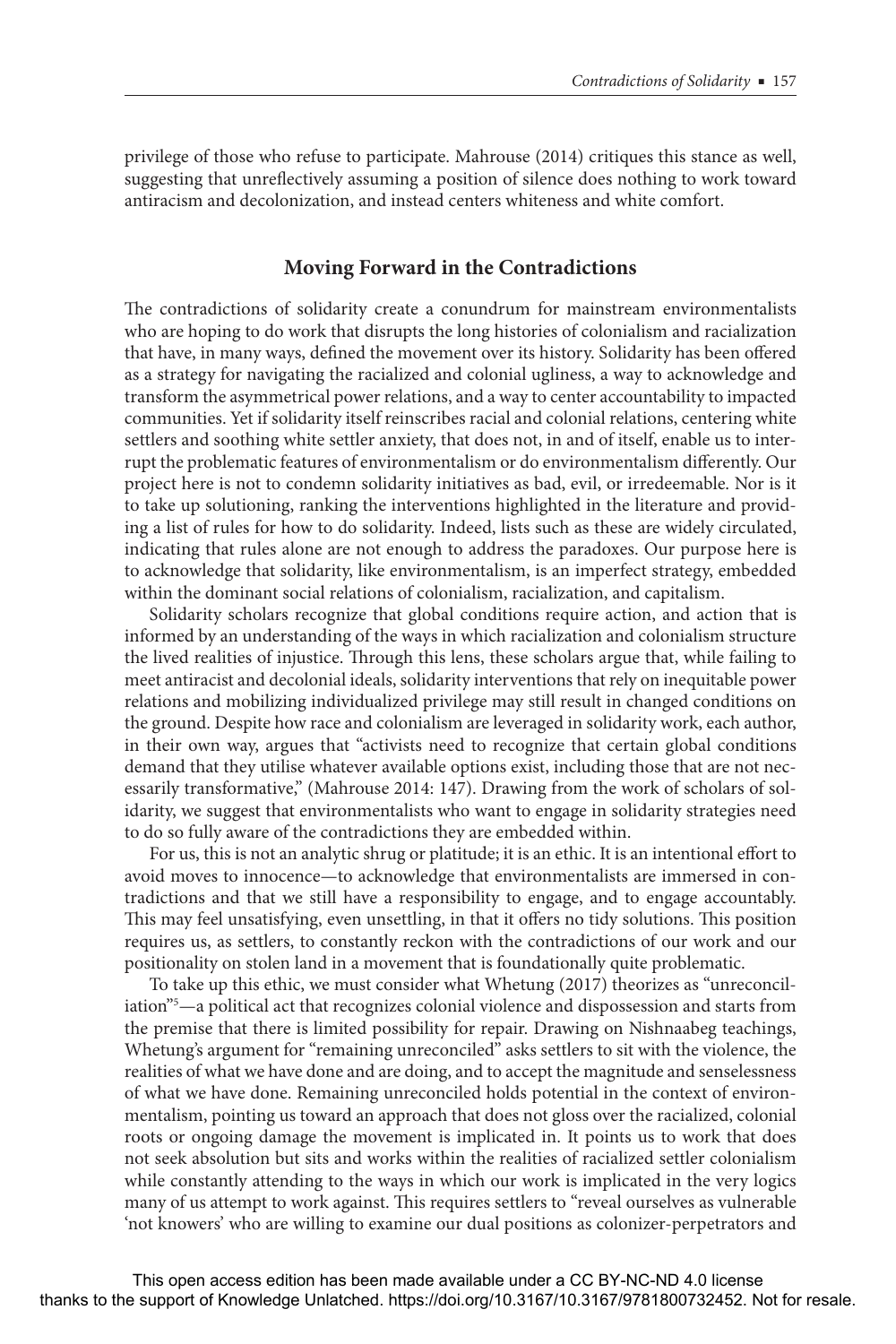privilege of those who refuse to participate. Mahrouse (2014) critiques this stance as well, suggesting that unreflectively assuming a position of silence does nothing to work toward antiracism and decolonization, and instead centers whiteness and white comfort.

## Moving Forward in the Contradictions

The contradictions of solidarity create a conundrum for mainstream environmentalists who are hoping to do work that disrupts the long histories of colonialism and racialization that have, in many ways, defined the movement over its history. Solidarity has been offered as a strategy for navigating the racialized and colonial ugliness, a way to acknowledge and transform the asymmetrical power relations, and a way to center accountability to impacted communities. Yet if solidarity itself reinscribes racial and colonial relations, centering white settlers and soothing white settler anxiety, that does not, in and of itself, enable us to interrupt the problematic features of environmentalism or do environmentalism differently. Our project here is not to condemn solidarity initiatives as bad, evil, or irredeemable. Nor is it to take up solutioning, ranking the interventions highlighted in the literature and providing a list of rules for how to do solidarity. Indeed, lists such as these are widely circulated, indicating that rules alone are not enough to address the paradoxes. Our purpose here is to acknowledge that solidarity, like environmentalism, is an imperfect strategy, embedded within the dominant social relations of colonialism, racialization, and capitalism.

Solidarity scholars recognize that global conditions require action, and action that is informed by an understanding of the ways in which racialization and colonialism structure the lived realities of injustice. Through this lens, these scholars argue that, while failing to meet antiracist and decolonial ideals, solidarity interventions that rely on inequitable power relations and mobilizing individualized privilege may still result in changed conditions on the ground. Despite how race and colonialism are leveraged in solidarity work, each author, in their own way, argues that "activists need to recognize that certain global conditions demand that they utilise whatever available options exist, including those that are not necessarily transformative," (Mahrouse 2014: 147). Drawing from the work of scholars of solidarity, we suggest that environmentalists who want to engage in solidarity strategies need to do so fully aware of the contradictions they are embedded within.

For us, this is not an analytic shrug or platitude; it is an ethic. It is an intentional effort to avoid moves to innocence—to acknowledge that environmentalists are immersed in contradictions and that we still have a responsibility to engage, and to engage accountably. This may feel unsatisfying, even unsettling, in that it offers no tidy solutions. This position requires us, as settlers, to constantly reckon with the contradictions of our work and our positionality on stolen land in a movement that is foundationally quite problematic.

To take up this ethic, we must consider what Whetung (2017) theorizes as "unreconciliation"[5]—a political act that recognizes colonial violence and dispossession and starts from the premise that there is limited possibility for repair. Drawing on Nishnaabeg teachings, Whetung's argument for "remaining unreconciled" asks settlers to sit with the violence, the realities of what we have done and are doing, and to accept the magnitude and senselessness of what we have done. Remaining unreconciled holds potential in the context of environmentalism, pointing us toward an approach that does not gloss over the racialized, colonial roots or ongoing damage the movement is implicated in. It points us to work that does not seek absolution but sits and works within the realities of racialized settler colonialism while constantly attending to the ways in which our work is implicated in the very logics many of us attempt to work against. This requires settlers to "reveal ourselves as vulnerable 'not knowers' who are willing to examine our dual positions as colonizer-perpetrators and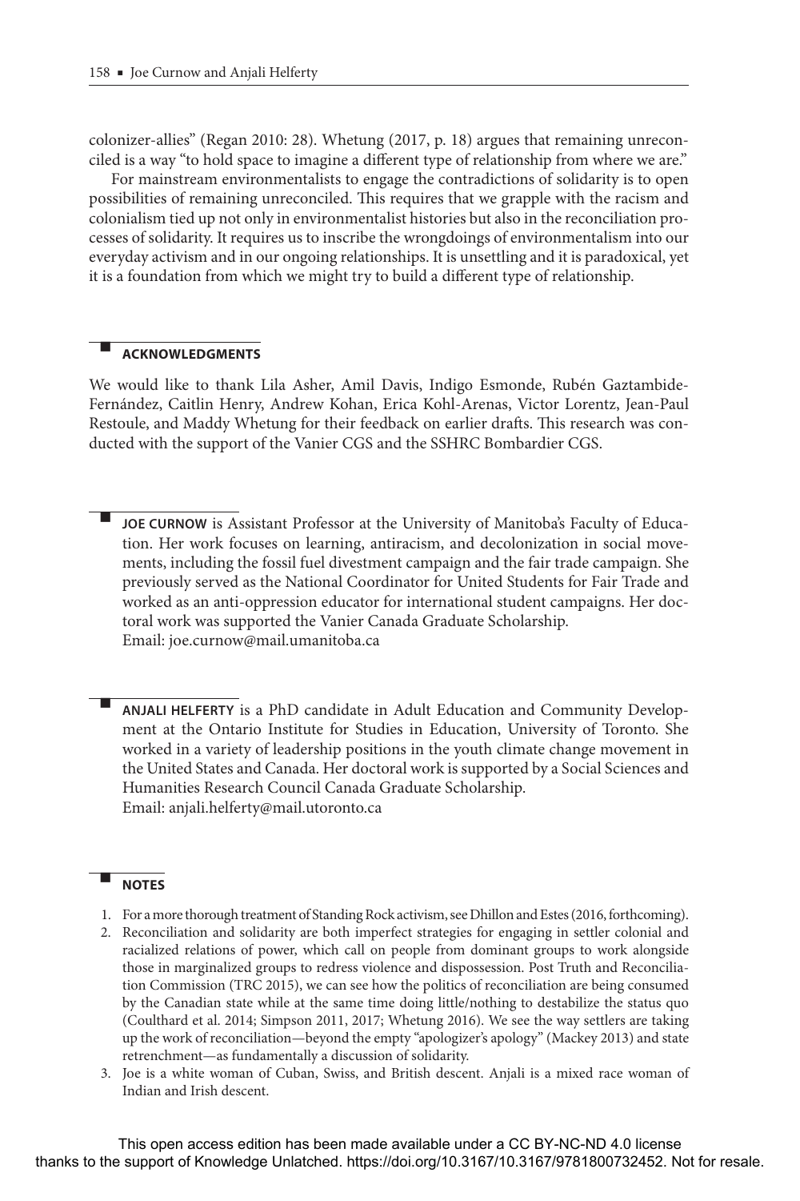colonizer-allies" (Regan 2010: 28). Whetung (2017, p. 18) argues that remaining unreconciled is a way "to hold space to imagine a different type of relationship from where we are."

For mainstream environmentalists to engage the contradictions of solidarity is to open possibilities of remaining unreconciled. This requires that we grapple with the racism and colonialism tied up not only in environmentalist histories but also in the reconciliation processes of solidarity. It requires us to inscribe the wrongdoings of environmentalism into our everyday activism and in our ongoing relationships. It is unsettling and it is paradoxical, yet it is a foundation from which we might try to build a different type of relationship.

## ACKNOWLEDGMENTS

We would like to thank Lila Asher, Amil Davis, Indigo Esmonde, Rubén Gaztambide-Fernández, Caitlin Henry, Andrew Kohan, Erica Kohl-Arenas, Victor Lorentz, Jean-Paul Restoule, and Maddy Whetung for their feedback on earlier drafts. This research was conducted with the support of the Vanier CGS and the SSHRC Bombardier CGS.

**JOE CURNOW** is Assistant Professor at the University of Manitoba's Faculty of Education. Her work focuses on learning, antiracism, and decolonization in social movements, including the fossil fuel divestment campaign and the fair trade campaign. She previously served as the National Coordinator for United Students for Fair Trade and worked as an anti-oppression educator for international student campaigns. Her doctoral work was supported the Vanier Canada Graduate Scholarship.
Email: joe.curnow@mail.umanitoba.ca

**ANJALI HELFERTY** is a PhD candidate in Adult Education and Community Development at the Ontario Institute for Studies in Education, University of Toronto. She worked in a variety of leadership positions in the youth climate change movement in the United States and Canada. Her doctoral work is supported by a Social Sciences and Humanities Research Council Canada Graduate Scholarship.
Email: anjali.helferty@mail.utoronto.ca

## NOTES

1. For a more thorough treatment of Standing Rock activism, see Dhillon and Estes (2016, forthcoming).
2. Reconciliation and solidarity are both imperfect strategies for engaging in settler colonial and racialized relations of power, which call on people from dominant groups to work alongside those in marginalized groups to redress violence and dispossession. Post Truth and Reconciliation Commission (TRC 2015), we can see how the politics of reconciliation are being consumed by the Canadian state while at the same time doing little/nothing to destabilize the status quo (Coulthard et al. 2014; Simpson 2011, 2017; Whetung 2016). We see the way settlers are taking up the work of reconciliation—beyond the empty "apologizer's apology" (Mackey 2013) and state retrenchment—as fundamentally a discussion of solidarity.
3. Joe is a white woman of Cuban, Swiss, and British descent. Anjali is a mixed race woman of Indian and Irish descent.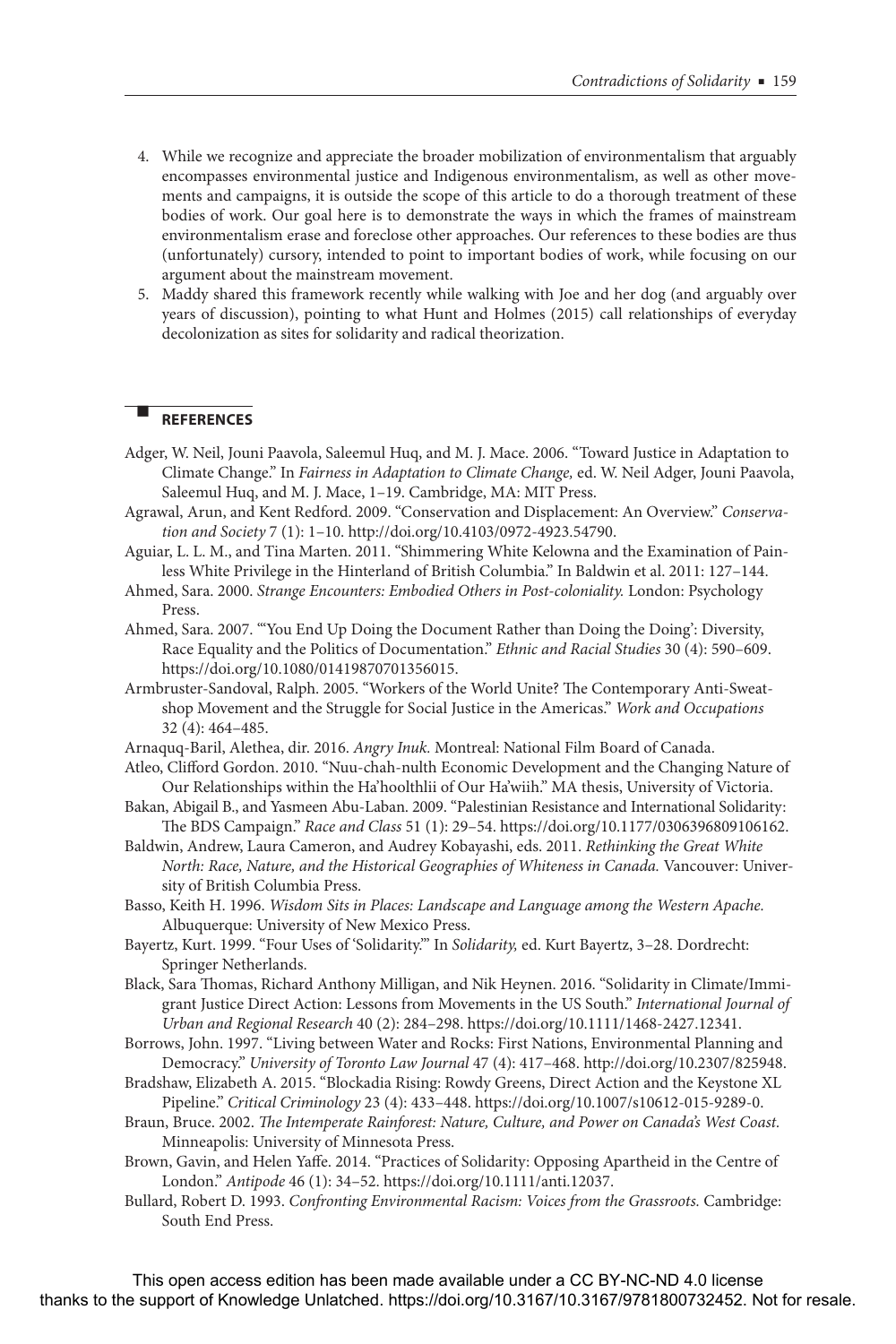4. While we recognize and appreciate the broader mobilization of environmentalism that arguably encompasses environmental justice and Indigenous environmentalism, as well as other movements and campaigns, it is outside the scope of this article to do a thorough treatment of these bodies of work. Our goal here is to demonstrate the ways in which the frames of mainstream environmentalism erase and foreclose other approaches. Our references to these bodies are thus (unfortunately) cursory, intended to point to important bodies of work, while focusing on our argument about the mainstream movement.
5. Maddy shared this framework recently while walking with Joe and her dog (and arguably over years of discussion), pointing to what Hunt and Holmes (2015) call relationships of everyday decolonization as sites for solidarity and radical theorization.

## REFERENCES

Adger, W. Neil, Jouni Paavola, Saleemul Huq, and M. J. Mace. 2006. "Toward Justice in Adaptation to Climate Change." In *Fairness in Adaptation to Climate Change,* ed. W. Neil Adger, Jouni Paavola, Saleemul Huq, and M. J. Mace, 1–19. Cambridge, MA: MIT Press.

Agrawal, Arun, and Kent Redford. 2009. "Conservation and Displacement: An Overview." *Conservation and Society* 7 (1): 1–10. http://doi.org/10.4103/0972-4923.54790.

Aguiar, L. L. M., and Tina Marten. 2011. "Shimmering White Kelowna and the Examination of Painless White Privilege in the Hinterland of British Columbia." In Baldwin et al. 2011: 127–144.

Ahmed, Sara. 2000. *Strange Encounters: Embodied Others in Post-coloniality.* London: Psychology Press.

Ahmed, Sara. 2007. "'You End Up Doing the Document Rather than Doing the Doing': Diversity, Race Equality and the Politics of Documentation." *Ethnic and Racial Studies* 30 (4): 590–609. https://doi.org/10.1080/01419870701356015.

Armbruster-Sandoval, Ralph. 2005. "Workers of the World Unite? The Contemporary Anti-Sweatshop Movement and the Struggle for Social Justice in the Americas." *Work and Occupations* 32 (4): 464–485.

Arnaquq-Baril, Alethea, dir. 2016. *Angry Inuk.* Montreal: National Film Board of Canada.

Atleo, Clifford Gordon. 2010. "Nuu-chah-nulth Economic Development and the Changing Nature of Our Relationships within the Ha'hoolthlii of Our Ha'wiih." MA thesis, University of Victoria.

Bakan, Abigail B., and Yasmeen Abu-Laban. 2009. "Palestinian Resistance and International Solidarity: The BDS Campaign." *Race and Class* 51 (1): 29–54. https://doi.org/10.1177/0306396809106162.

Baldwin, Andrew, Laura Cameron, and Audrey Kobayashi, eds. 2011. *Rethinking the Great White North: Race, Nature, and the Historical Geographies of Whiteness in Canada.* Vancouver: University of British Columbia Press.

Basso, Keith H. 1996. *Wisdom Sits in Places: Landscape and Language among the Western Apache.* Albuquerque: University of New Mexico Press.

Bayertz, Kurt. 1999. "Four Uses of 'Solidarity.'" In *Solidarity,* ed. Kurt Bayertz, 3–28. Dordrecht: Springer Netherlands.

Black, Sara Thomas, Richard Anthony Milligan, and Nik Heynen. 2016. "Solidarity in Climate/Immigrant Justice Direct Action: Lessons from Movements in the US South." *International Journal of Urban and Regional Research* 40 (2): 284–298. https://doi.org/10.1111/1468-2427.12341.

Borrows, John. 1997. "Living between Water and Rocks: First Nations, Environmental Planning and Democracy." *University of Toronto Law Journal* 47 (4): 417–468. http://doi.org/10.2307/825948.

Bradshaw, Elizabeth A. 2015. "Blockadia Rising: Rowdy Greens, Direct Action and the Keystone XL Pipeline." *Critical Criminology* 23 (4): 433–448. https://doi.org/10.1007/s10612-015-9289-0.

Braun, Bruce. 2002. *The Intemperate Rainforest: Nature, Culture, and Power on Canada's West Coast.* Minneapolis: University of Minnesota Press.

Brown, Gavin, and Helen Yaffe. 2014. "Practices of Solidarity: Opposing Apartheid in the Centre of London." *Antipode* 46 (1): 34–52. https://doi.org/10.1111/anti.12037.

Bullard, Robert D. 1993. *Confronting Environmental Racism: Voices from the Grassroots.* Cambridge: South End Press.

This open access edition has been made available under a CC BY-NC-ND 4.0 license thanks to the support of Knowledge Unlatched. https://doi.org/10.3167/10.3167/9781800732452. Not for resale.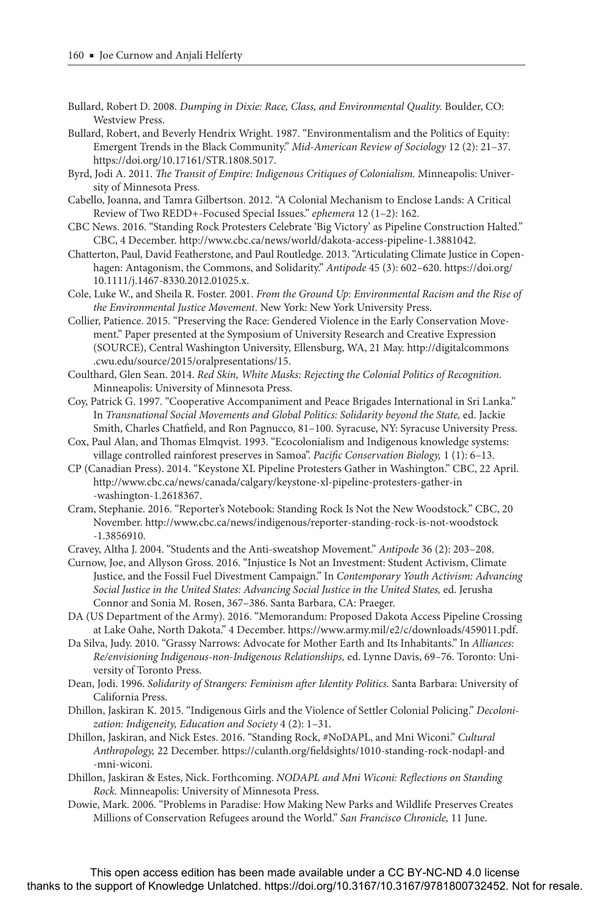Bullard, Robert D. 2008. *Dumping in Dixie: Race, Class, and Environmental Quality.* Boulder, CO: Westview Press.

Bullard, Robert, and Beverly Hendrix Wright. 1987. "Environmentalism and the Politics of Equity: Emergent Trends in the Black Community." *Mid-American Review of Sociology* 12 (2): 21–37. https://doi.org/10.17161/STR.1808.5017.

Byrd, Jodi A. 2011. *The Transit of Empire: Indigenous Critiques of Colonialism.* Minneapolis: University of Minnesota Press.

Cabello, Joanna, and Tamra Gilbertson. 2012. "A Colonial Mechanism to Enclose Lands: A Critical Review of Two REDD+-Focused Special Issues." *ephemera* 12 (1–2): 162.

CBC News. 2016. "Standing Rock Protesters Celebrate 'Big Victory' as Pipeline Construction Halted." CBC, 4 December. http://www.cbc.ca/news/world/dakota-access-pipeline-1.3881042.

Chatterton, Paul, David Featherstone, and Paul Routledge. 2013. "Articulating Climate Justice in Copenhagen: Antagonism, the Commons, and Solidarity." *Antipode* 45 (3): 602–620. https://doi.org/10.1111/j.1467-8330.2012.01025.x.

Cole, Luke W., and Sheila R. Foster. 2001. *From the Ground Up: Environmental Racism and the Rise of the Environmental Justice Movement.* New York: New York University Press.

Collier, Patience. 2015. "Preserving the Race: Gendered Violence in the Early Conservation Movement." Paper presented at the Symposium of University Research and Creative Expression (SOURCE), Central Washington University, Ellensburg, WA, 21 May. http://digitalcommons.cwu.edu/source/2015/oralpresentations/15.

Coulthard, Glen Sean. 2014. *Red Skin, White Masks: Rejecting the Colonial Politics of Recognition.* Minneapolis: University of Minnesota Press.

Coy, Patrick G. 1997. "Cooperative Accompaniment and Peace Brigades International in Sri Lanka." In *Transnational Social Movements and Global Politics: Solidarity beyond the State,* ed. Jackie Smith, Charles Chatfield, and Ron Pagnucco, 81–100. Syracuse, NY: Syracuse University Press.

Cox, Paul Alan, and Thomas Elmqvist. 1993. "Ecocolonialism and Indigenous knowledge systems: village controlled rainforest preserves in Samoa". *Pacific Conservation Biology,* 1 (1): 6–13.

CP (Canadian Press). 2014. "Keystone XL Pipeline Protesters Gather in Washington." CBC, 22 April. http://www.cbc.ca/news/canada/calgary/keystone-xl-pipeline-protesters-gather-in-washington-1.2618367.

Cram, Stephanie. 2016. "Reporter's Notebook: Standing Rock Is Not the New Woodstock." CBC, 20 November. http://www.cbc.ca/news/indigenous/reporter-standing-rock-is-not-woodstock-1.3856910.

Cravey, Altha J. 2004. "Students and the Anti-sweatshop Movement." *Antipode* 36 (2): 203–208.

Curnow, Joe, and Allyson Gross. 2016. "Injustice Is Not an Investment: Student Activism, Climate Justice, and the Fossil Fuel Divestment Campaign." In *Contemporary Youth Activism: Advancing Social Justice in the United States: Advancing Social Justice in the United States,* ed. Jerusha Connor and Sonia M. Rosen, 367–386. Santa Barbara, CA: Praeger.

DA (US Department of the Army). 2016. "Memorandum: Proposed Dakota Access Pipeline Crossing at Lake Oahe, North Dakota." 4 December. https://www.army.mil/e2/c/downloads/459011.pdf.

Da Silva, Judy. 2010. "Grassy Narrows: Advocate for Mother Earth and Its Inhabitants." In *Alliances: Re/envisioning Indigenous-non-Indigenous Relationships,* ed. Lynne Davis, 69–76. Toronto: University of Toronto Press.

Dean, Jodi. 1996. *Solidarity of Strangers: Feminism after Identity Politics.* Santa Barbara: University of California Press.

Dhillon, Jaskiran K. 2015. "Indigenous Girls and the Violence of Settler Colonial Policing." *Decolonization: Indigeneity, Education and Society* 4 (2): 1–31.

Dhillon, Jaskiran, and Nick Estes. 2016. "Standing Rock, #NoDAPL, and Mni Wiconi." *Cultural Anthropology,* 22 December. https://culanth.org/fieldsights/1010-standing-rock-nodapl-and-mni-wiconi.

Dhillon, Jaskiran & Estes, Nick. Forthcoming. *NODAPL and Mni Wiconi: Reflections on Standing Rock.* Minneapolis: University of Minnesota Press.

Dowie, Mark. 2006. "Problems in Paradise: How Making New Parks and Wildlife Preserves Creates Millions of Conservation Refugees around the World." *San Francisco Chronicle,* 11 June.

This open access edition has been made available under a CC BY-NC-ND 4.0 license thanks to the support of Knowledge Unlatched. https://doi.org/10.3167/10.3167/9781800732452. Not for resale.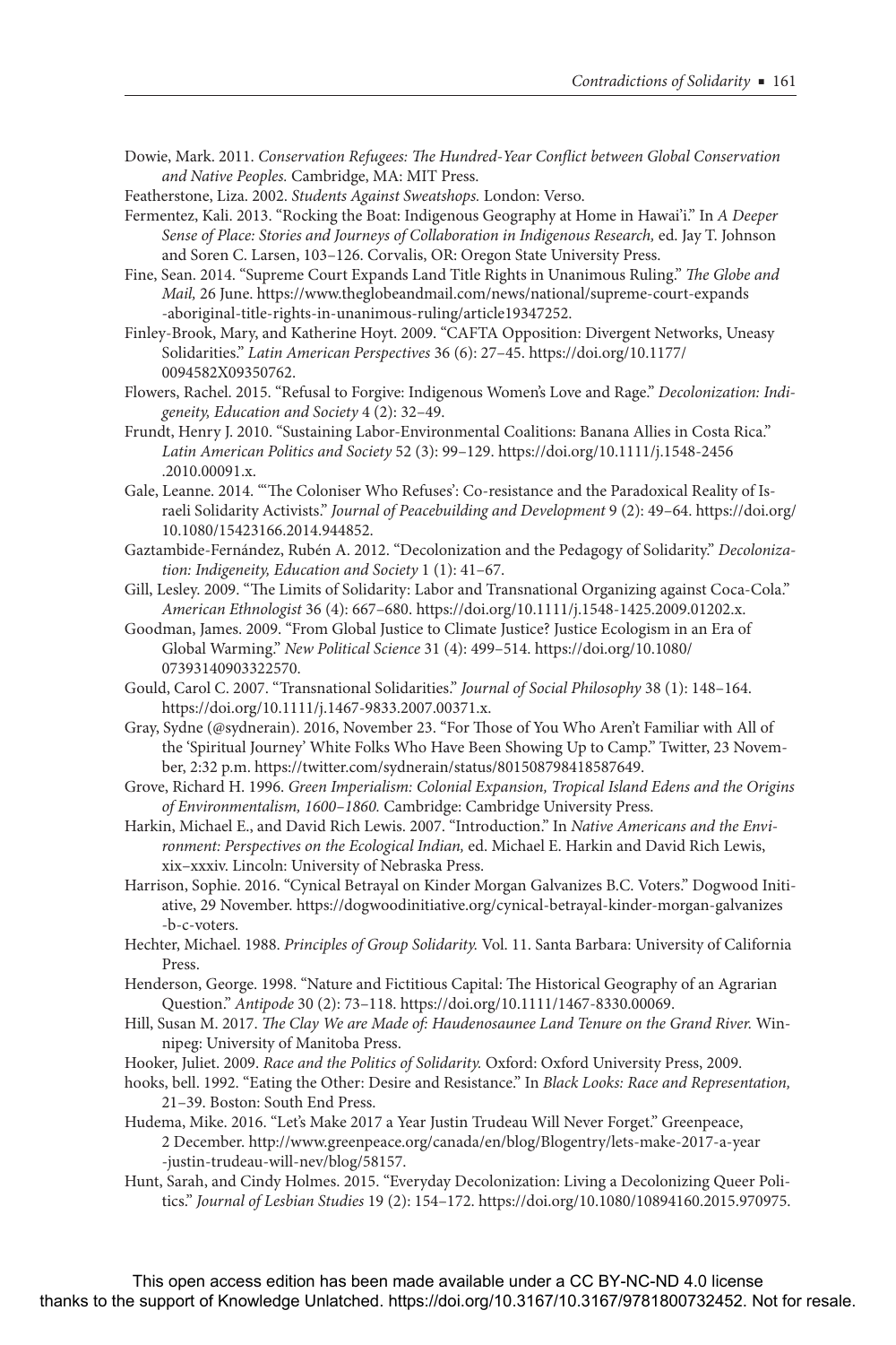Dowie, Mark. 2011. *Conservation Refugees: The Hundred-Year Conflict between Global Conservation and Native Peoples.* Cambridge, MA: MIT Press.

Featherstone, Liza. 2002. *Students Against Sweatshops.* London: Verso.

Fermentez, Kali. 2013. "Rocking the Boat: Indigenous Geography at Home in Hawai'i." In *A Deeper Sense of Place: Stories and Journeys of Collaboration in Indigenous Research,* ed. Jay T. Johnson and Soren C. Larsen, 103–126. Corvalis, OR: Oregon State University Press.

Fine, Sean. 2014. "Supreme Court Expands Land Title Rights in Unanimous Ruling." *The Globe and Mail,* 26 June. https://www.theglobeandmail.com/news/national/supreme-court-expands-aboriginal-title-rights-in-unanimous-ruling/article19347252.

Finley-Brook, Mary, and Katherine Hoyt. 2009. "CAFTA Opposition: Divergent Networks, Uneasy Solidarities." *Latin American Perspectives* 36 (6): 27–45. https://doi.org/10.1177/0094582X09350762.

Flowers, Rachel. 2015. "Refusal to Forgive: Indigenous Women's Love and Rage." *Decolonization: Indigeneity, Education and Society* 4 (2): 32–49.

Frundt, Henry J. 2010. "Sustaining Labor-Environmental Coalitions: Banana Allies in Costa Rica." *Latin American Politics and Society* 52 (3): 99–129. https://doi.org/10.1111/j.1548-2456.2010.00091.x.

Gale, Leanne. 2014. "'The Coloniser Who Refuses': Co-resistance and the Paradoxical Reality of Israeli Solidarity Activists." *Journal of Peacebuilding and Development* 9 (2): 49–64. https://doi.org/10.1080/15423166.2014.944852.

Gaztambide-Fernández, Rubén A. 2012. "Decolonization and the Pedagogy of Solidarity." *Decolonization: Indigeneity, Education and Society* 1 (1): 41–67.

Gill, Lesley. 2009. "The Limits of Solidarity: Labor and Transnational Organizing against Coca-Cola." *American Ethnologist* 36 (4): 667–680. https://doi.org/10.1111/j.1548-1425.2009.01202.x.

Goodman, James. 2009. "From Global Justice to Climate Justice? Justice Ecologism in an Era of Global Warming." *New Political Science* 31 (4): 499–514. https://doi.org/10.1080/07393140903322570.

Gould, Carol C. 2007. "Transnational Solidarities." *Journal of Social Philosophy* 38 (1): 148–164. https://doi.org/10.1111/j.1467-9833.2007.00371.x.

Gray, Sydne (@sydnerain). 2016, November 23. "For Those of You Who Aren't Familiar with All of the 'Spiritual Journey' White Folks Who Have Been Showing Up to Camp." Twitter, 23 November, 2:32 p.m. https://twitter.com/sydnerain/status/801508798418587649.

Grove, Richard H. 1996. *Green Imperialism: Colonial Expansion, Tropical Island Edens and the Origins of Environmentalism, 1600–1860.* Cambridge: Cambridge University Press.

Harkin, Michael E., and David Rich Lewis. 2007. "Introduction." In *Native Americans and the Environment: Perspectives on the Ecological Indian,* ed. Michael E. Harkin and David Rich Lewis, xix–xxxiv. Lincoln: University of Nebraska Press.

Harrison, Sophie. 2016. "Cynical Betrayal on Kinder Morgan Galvanizes B.C. Voters." Dogwood Initiative, 29 November. https://dogwoodinitiative.org/cynical-betrayal-kinder-morgan-galvanizes-b-c-voters.

Hechter, Michael. 1988. *Principles of Group Solidarity.* Vol. 11. Santa Barbara: University of California Press.

Henderson, George. 1998. "Nature and Fictitious Capital: The Historical Geography of an Agrarian Question." *Antipode* 30 (2): 73–118. https://doi.org/10.1111/1467-8330.00069.

Hill, Susan M. 2017. *The Clay We are Made of: Haudenosaunee Land Tenure on the Grand River.* Winnipeg: University of Manitoba Press.

Hooker, Juliet. 2009. *Race and the Politics of Solidarity.* Oxford: Oxford University Press, 2009.

hooks, bell. 1992. "Eating the Other: Desire and Resistance." In *Black Looks: Race and Representation,* 21–39. Boston: South End Press.

Hudema, Mike. 2016. "Let's Make 2017 a Year Justin Trudeau Will Never Forget." Greenpeace, 2 December. http://www.greenpeace.org/canada/en/blog/Blogentry/lets-make-2017-a-year-justin-trudeau-will-nev/blog/58157.

Hunt, Sarah, and Cindy Holmes. 2015. "Everyday Decolonization: Living a Decolonizing Queer Politics." *Journal of Lesbian Studies* 19 (2): 154–172. https://doi.org/10.1080/10894160.2015.970975.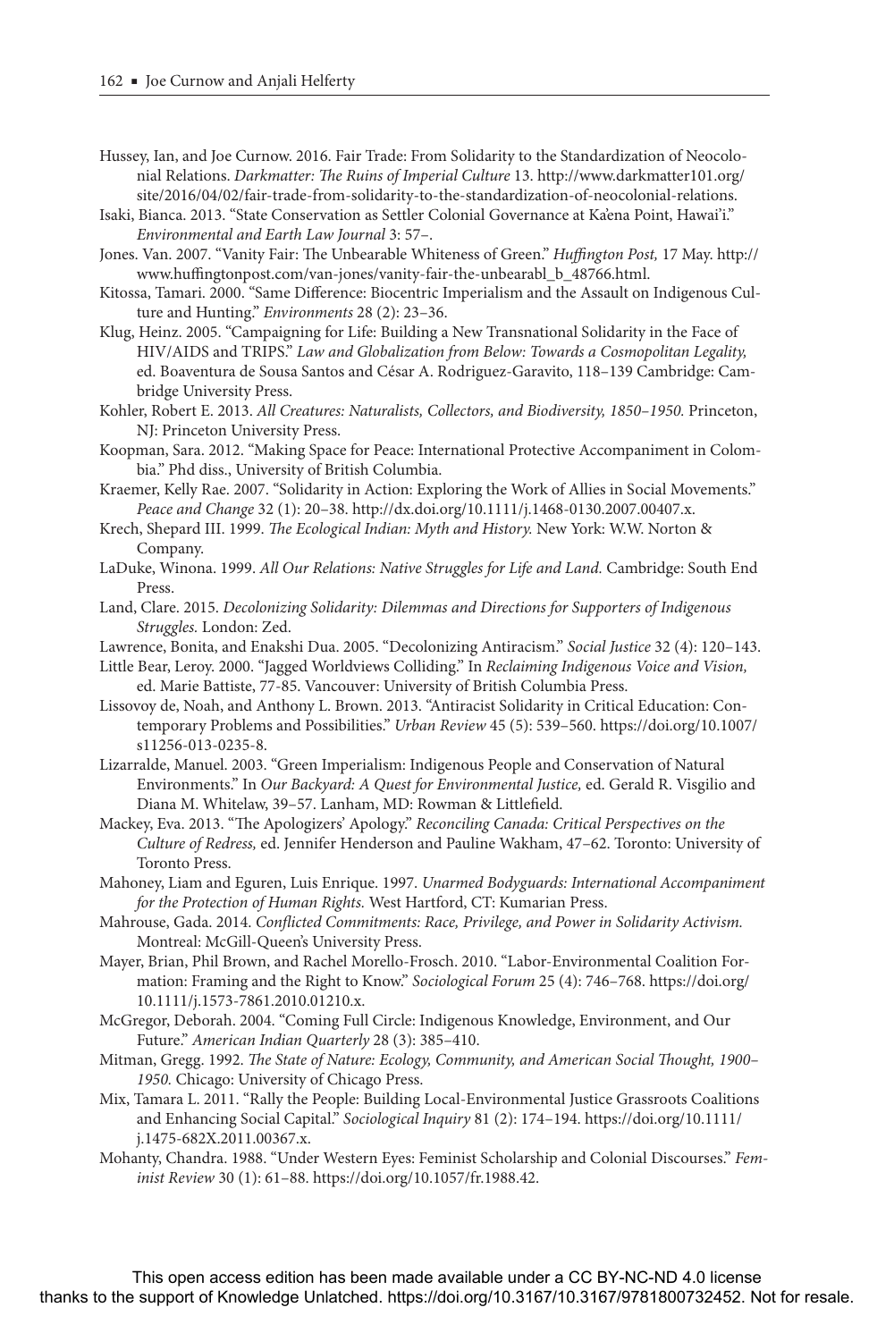Hussey, Ian, and Joe Curnow. 2016. Fair Trade: From Solidarity to the Standardization of Neocolonial Relations. *Darkmatter: The Ruins of Imperial Culture* 13. http://www.darkmatter101.org/site/2016/04/02/fair-trade-from-solidarity-to-the-standardization-of-neocolonial-relations.

Isaki, Bianca. 2013. "State Conservation as Settler Colonial Governance at Ka'ena Point, Hawai'i." *Environmental and Earth Law Journal* 3: 57–.

Jones. Van. 2007. "Vanity Fair: The Unbearable Whiteness of Green." *Huffington Post,* 17 May. http://www.huffingtonpost.com/van-jones/vanity-fair-the-unbearabl_b_48766.html.

Kitossa, Tamari. 2000. "Same Difference: Biocentric Imperialism and the Assault on Indigenous Culture and Hunting." *Environments* 28 (2): 23–36.

Klug, Heinz. 2005. "Campaigning for Life: Building a New Transnational Solidarity in the Face of HIV/AIDS and TRIPS." *Law and Globalization from Below: Towards a Cosmopolitan Legality,* ed. Boaventura de Sousa Santos and César A. Rodriguez-Garavito, 118–139 Cambridge: Cambridge University Press.

Kohler, Robert E. 2013. *All Creatures: Naturalists, Collectors, and Biodiversity, 1850–1950.* Princeton, NJ: Princeton University Press.

Koopman, Sara. 2012. "Making Space for Peace: International Protective Accompaniment in Colombia." Phd diss., University of British Columbia.

Kraemer, Kelly Rae. 2007. "Solidarity in Action: Exploring the Work of Allies in Social Movements." *Peace and Change* 32 (1): 20–38. http://dx.doi.org/10.1111/j.1468-0130.2007.00407.x.

Krech, Shepard III. 1999. *The Ecological Indian: Myth and History.* New York: W.W. Norton & Company.

LaDuke, Winona. 1999. *All Our Relations: Native Struggles for Life and Land.* Cambridge: South End Press.

Land, Clare. 2015. *Decolonizing Solidarity: Dilemmas and Directions for Supporters of Indigenous Struggles.* London: Zed.

Lawrence, Bonita, and Enakshi Dua. 2005. "Decolonizing Antiracism." *Social Justice* 32 (4): 120–143.

Little Bear, Leroy. 2000. "Jagged Worldviews Colliding." In *Reclaiming Indigenous Voice and Vision,* ed. Marie Battiste, 77-85. Vancouver: University of British Columbia Press.

Lissovoy de, Noah, and Anthony L. Brown. 2013. "Antiracist Solidarity in Critical Education: Contemporary Problems and Possibilities." *Urban Review* 45 (5): 539–560. https://doi.org/10.1007/s11256-013-0235-8.

Lizarralde, Manuel. 2003. "Green Imperialism: Indigenous People and Conservation of Natural Environments." In *Our Backyard: A Quest for Environmental Justice,* ed. Gerald R. Visgilio and Diana M. Whitelaw, 39–57. Lanham, MD: Rowman & Littlefield.

Mackey, Eva. 2013. "The Apologizers' Apology." *Reconciling Canada: Critical Perspectives on the Culture of Redress,* ed. Jennifer Henderson and Pauline Wakham, 47–62. Toronto: University of Toronto Press.

Mahoney, Liam and Eguren, Luis Enrique. 1997. *Unarmed Bodyguards: International Accompaniment for the Protection of Human Rights.* West Hartford, CT: Kumarian Press.

Mahrouse, Gada. 2014. *Conflicted Commitments: Race, Privilege, and Power in Solidarity Activism.* Montreal: McGill-Queen's University Press.

Mayer, Brian, Phil Brown, and Rachel Morello-Frosch. 2010. "Labor-Environmental Coalition Formation: Framing and the Right to Know." *Sociological Forum* 25 (4): 746–768. https://doi.org/10.1111/j.1573-7861.2010.01210.x.

McGregor, Deborah. 2004. "Coming Full Circle: Indigenous Knowledge, Environment, and Our Future." *American Indian Quarterly* 28 (3): 385–410.

Mitman, Gregg. 1992. *The State of Nature: Ecology, Community, and American Social Thought, 1900–1950.* Chicago: University of Chicago Press.

Mix, Tamara L. 2011. "Rally the People: Building Local-Environmental Justice Grassroots Coalitions and Enhancing Social Capital." *Sociological Inquiry* 81 (2): 174–194. https://doi.org/10.1111/j.1475-682X.2011.00367.x.

Mohanty, Chandra. 1988. "Under Western Eyes: Feminist Scholarship and Colonial Discourses." *Feminist Review* 30 (1): 61–88. https://doi.org/10.1057/fr.1988.42.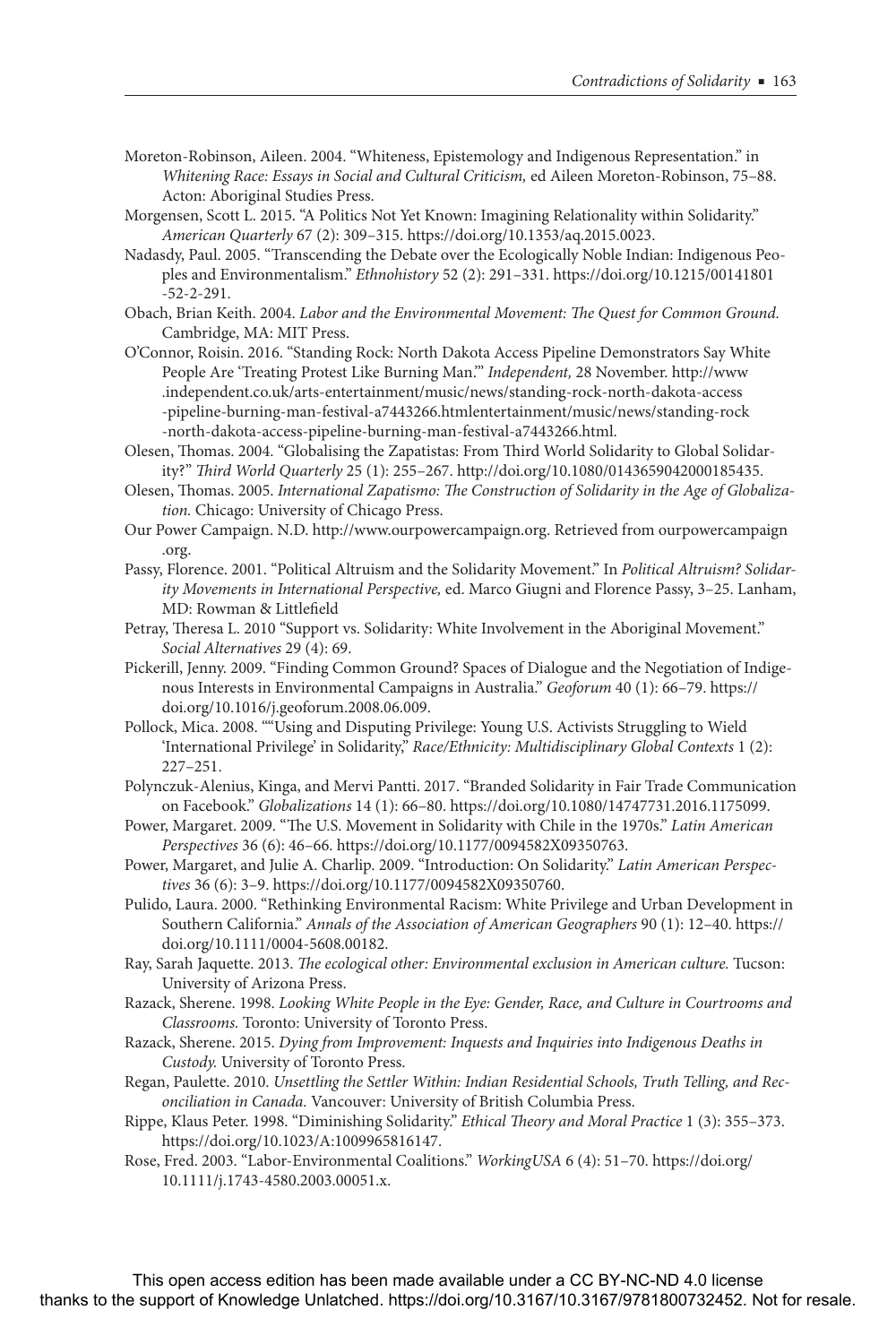Moreton-Robinson, Aileen. 2004. "Whiteness, Epistemology and Indigenous Representation." in *Whitening Race: Essays in Social and Cultural Criticism,* ed Aileen Moreton-Robinson, 75–88. Acton: Aboriginal Studies Press.

Morgensen, Scott L. 2015. "A Politics Not Yet Known: Imagining Relationality within Solidarity." *American Quarterly* 67 (2): 309–315. https://doi.org/10.1353/aq.2015.0023.

Nadasdy, Paul. 2005. "Transcending the Debate over the Ecologically Noble Indian: Indigenous Peoples and Environmentalism." *Ethnohistory* 52 (2): 291–331. https://doi.org/10.1215/00141801-52-2-291.

Obach, Brian Keith. 2004. *Labor and the Environmental Movement: The Quest for Common Ground.* Cambridge, MA: MIT Press.

O'Connor, Roisin. 2016. "Standing Rock: North Dakota Access Pipeline Demonstrators Say White People Are 'Treating Protest Like Burning Man.'" *Independent,* 28 November. http://www.independent.co.uk/arts-entertainment/music/news/standing-rock-north-dakota-access-pipeline-burning-man-festival-a7443266.htmlentertainment/music/news/standing-rock-north-dakota-access-pipeline-burning-man-festival-a7443266.html.

Olesen, Thomas. 2004. "Globalising the Zapatistas: From Third World Solidarity to Global Solidarity?" *Third World Quarterly* 25 (1): 255–267. http://doi.org/10.1080/0143659042000185435.

Olesen, Thomas. 2005. *International Zapatismo: The Construction of Solidarity in the Age of Globalization.* Chicago: University of Chicago Press.

Our Power Campaign. N.D. http://www.ourpowercampaign.org. Retrieved from ourpowercampaign.org.

Passy, Florence. 2001. "Political Altruism and the Solidarity Movement." In *Political Altruism? Solidarity Movements in International Perspective,* ed. Marco Giugni and Florence Passy, 3–25. Lanham, MD: Rowman & Littlefield

Petray, Theresa L. 2010 "Support vs. Solidarity: White Involvement in the Aboriginal Movement." *Social Alternatives* 29 (4): 69.

Pickerill, Jenny. 2009. "Finding Common Ground? Spaces of Dialogue and the Negotiation of Indigenous Interests in Environmental Campaigns in Australia." *Geoforum* 40 (1): 66–79. https://doi.org/10.1016/j.geoforum.2008.06.009.

Pollock, Mica. 2008. ""Using and Disputing Privilege: Young U.S. Activists Struggling to Wield 'International Privilege' in Solidarity," *Race/Ethnicity: Multidisciplinary Global Contexts* 1 (2): 227–251.

Polynczuk-Alenius, Kinga, and Mervi Pantti. 2017. "Branded Solidarity in Fair Trade Communication on Facebook." *Globalizations* 14 (1): 66–80. https://doi.org/10.1080/14747731.2016.1175099.

Power, Margaret. 2009. "The U.S. Movement in Solidarity with Chile in the 1970s." *Latin American Perspectives* 36 (6): 46–66. https://doi.org/10.1177/0094582X09350763.

Power, Margaret, and Julie A. Charlip. 2009. "Introduction: On Solidarity." *Latin American Perspectives* 36 (6): 3–9. https://doi.org/10.1177/0094582X09350760.

Pulido, Laura. 2000. "Rethinking Environmental Racism: White Privilege and Urban Development in Southern California." *Annals of the Association of American Geographers* 90 (1): 12–40. https://doi.org/10.1111/0004-5608.00182.

Ray, Sarah Jaquette. 2013. *The ecological other: Environmental exclusion in American culture.* Tucson: University of Arizona Press.

Razack, Sherene. 1998. *Looking White People in the Eye: Gender, Race, and Culture in Courtrooms and Classrooms.* Toronto: University of Toronto Press.

Razack, Sherene. 2015. *Dying from Improvement: Inquests and Inquiries into Indigenous Deaths in Custody.* University of Toronto Press.

Regan, Paulette. 2010. *Unsettling the Settler Within: Indian Residential Schools, Truth Telling, and Reconciliation in Canada.* Vancouver: University of British Columbia Press.

Rippe, Klaus Peter. 1998. "Diminishing Solidarity." *Ethical Theory and Moral Practice* 1 (3): 355–373. https://doi.org/10.1023/A:1009965816147.

Rose, Fred. 2003. "Labor-Environmental Coalitions." *WorkingUSA* 6 (4): 51–70. https://doi.org/10.1111/j.1743-4580.2003.00051.x.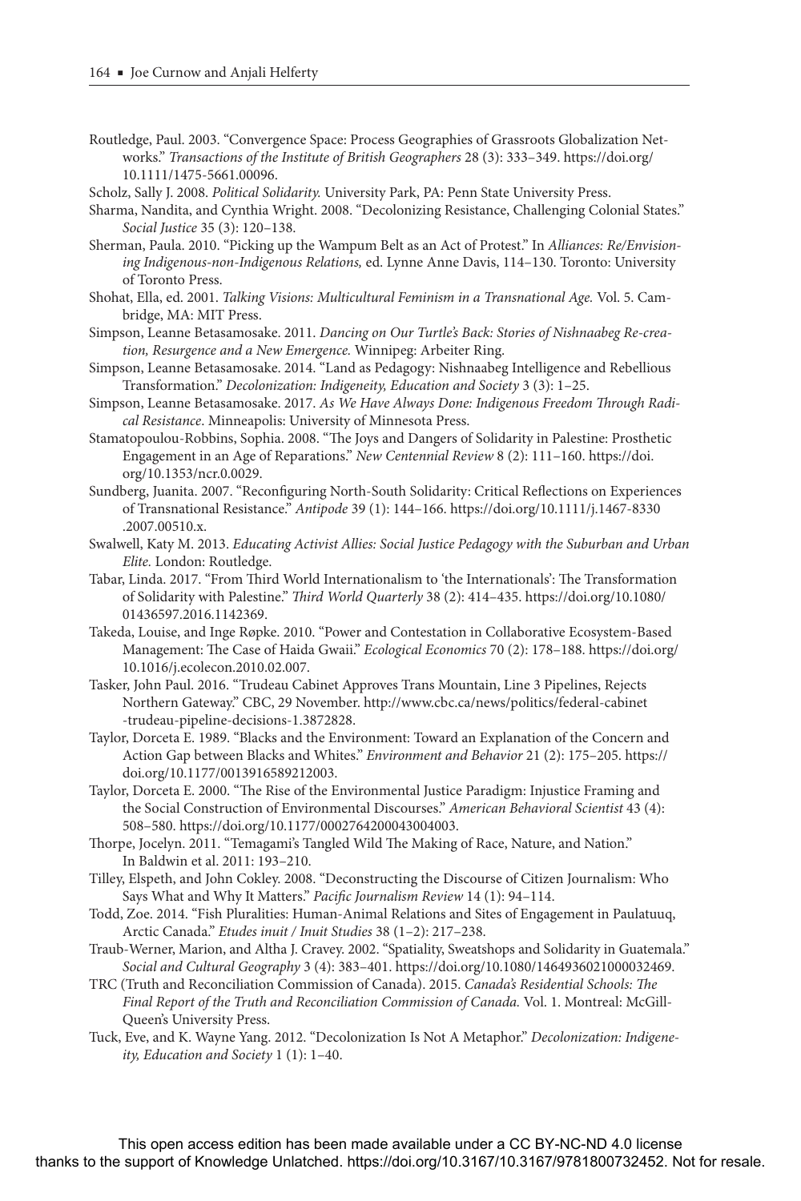Routledge, Paul. 2003. "Convergence Space: Process Geographies of Grassroots Globalization Networks." *Transactions of the Institute of British Geographers* 28 (3): 333–349. https://doi.org/10.1111/1475-5661.00096.

Scholz, Sally J. 2008. *Political Solidarity.* University Park, PA: Penn State University Press.

Sharma, Nandita, and Cynthia Wright. 2008. "Decolonizing Resistance, Challenging Colonial States." *Social Justice* 35 (3): 120–138.

Sherman, Paula. 2010. "Picking up the Wampum Belt as an Act of Protest." In *Alliances: Re/Envisioning Indigenous-non-Indigenous Relations,* ed. Lynne Anne Davis, 114–130. Toronto: University of Toronto Press.

Shohat, Ella, ed. 2001. *Talking Visions: Multicultural Feminism in a Transnational Age.* Vol. 5. Cambridge, MA: MIT Press.

Simpson, Leanne Betasamosake. 2011. *Dancing on Our Turtle's Back: Stories of Nishnaabeg Re-creation, Resurgence and a New Emergence.* Winnipeg: Arbeiter Ring.

Simpson, Leanne Betasamosake. 2014. "Land as Pedagogy: Nishnaabeg Intelligence and Rebellious Transformation." *Decolonization: Indigeneity, Education and Society* 3 (3): 1–25.

Simpson, Leanne Betasamosake. 2017. *As We Have Always Done: Indigenous Freedom Through Radical Resistance.* Minneapolis: University of Minnesota Press.

Stamatopoulou-Robbins, Sophia. 2008. "The Joys and Dangers of Solidarity in Palestine: Prosthetic Engagement in an Age of Reparations." *New Centennial Review* 8 (2): 111–160. https://doi.org/10.1353/ncr.0.0029.

Sundberg, Juanita. 2007. "Reconfiguring North-South Solidarity: Critical Reflections on Experiences of Transnational Resistance." *Antipode* 39 (1): 144–166. https://doi.org/10.1111/j.1467-8330.2007.00510.x.

Swalwell, Katy M. 2013. *Educating Activist Allies: Social Justice Pedagogy with the Suburban and Urban Elite.* London: Routledge.

Tabar, Linda. 2017. "From Third World Internationalism to 'the Internationals': The Transformation of Solidarity with Palestine." *Third World Quarterly* 38 (2): 414–435. https://doi.org/10.1080/01436597.2016.1142369.

Takeda, Louise, and Inge Røpke. 2010. "Power and Contestation in Collaborative Ecosystem-Based Management: The Case of Haida Gwaii." *Ecological Economics* 70 (2): 178–188. https://doi.org/10.1016/j.ecolecon.2010.02.007.

Tasker, John Paul. 2016. "Trudeau Cabinet Approves Trans Mountain, Line 3 Pipelines, Rejects Northern Gateway." CBC, 29 November. http://www.cbc.ca/news/politics/federal-cabinet-trudeau-pipeline-decisions-1.3872828.

Taylor, Dorceta E. 1989. "Blacks and the Environment: Toward an Explanation of the Concern and Action Gap between Blacks and Whites." *Environment and Behavior* 21 (2): 175–205. https://doi.org/10.1177/0013916589212003.

Taylor, Dorceta E. 2000. "The Rise of the Environmental Justice Paradigm: Injustice Framing and the Social Construction of Environmental Discourses." *American Behavioral Scientist* 43 (4): 508–580. https://doi.org/10.1177/0002764200043004003.

Thorpe, Jocelyn. 2011. "Temagami's Tangled Wild The Making of Race, Nature, and Nation." In Baldwin et al. 2011: 193–210.

Tilley, Elspeth, and John Cokley. 2008. "Deconstructing the Discourse of Citizen Journalism: Who Says What and Why It Matters." *Pacific Journalism Review* 14 (1): 94–114.

Todd, Zoe. 2014. "Fish Pluralities: Human-Animal Relations and Sites of Engagement in Paulatuuq, Arctic Canada." *Etudes inuit / Inuit Studies* 38 (1–2): 217–238.

Traub-Werner, Marion, and Altha J. Cravey. 2002. "Spatiality, Sweatshops and Solidarity in Guatemala." *Social and Cultural Geography* 3 (4): 383–401. https://doi.org/10.1080/1464936021000032469.

TRC (Truth and Reconciliation Commission of Canada). 2015. *Canada's Residential Schools: The Final Report of the Truth and Reconciliation Commission of Canada.* Vol. 1. Montreal: McGill-Queen's University Press.

Tuck, Eve, and K. Wayne Yang. 2012. "Decolonization Is Not A Metaphor." *Decolonization: Indigeneity, Education and Society* 1 (1): 1–40.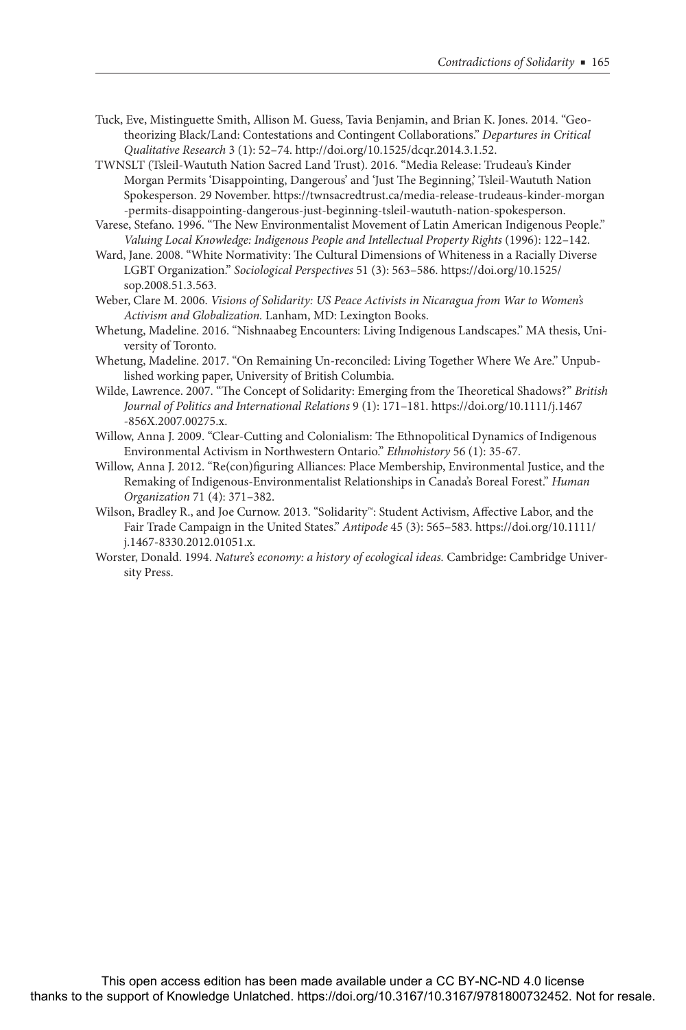Tuck, Eve, Mistinguette Smith, Allison M. Guess, Tavia Benjamin, and Brian K. Jones. 2014. "Geotheorizing Black/Land: Contestations and Contingent Collaborations." *Departures in Critical Qualitative Research* 3 (1): 52–74. http://doi.org/10.1525/dcqr.2014.3.1.52.

TWNSLT (Tsleil-Waututh Nation Sacred Land Trust). 2016. "Media Release: Trudeau's Kinder Morgan Permits 'Disappointing, Dangerous' and 'Just The Beginning,' Tsleil-Waututh Nation Spokesperson. 29 November. https://twnsacredtrust.ca/media-release-trudeaus-kinder-morgan-permits-disappointing-dangerous-just-beginning-tsleil-waututh-nation-spokesperson.

Varese, Stefano. 1996. "The New Environmentalist Movement of Latin American Indigenous People." *Valuing Local Knowledge: Indigenous People and Intellectual Property Rights* (1996): 122–142.

Ward, Jane. 2008. "White Normativity: The Cultural Dimensions of Whiteness in a Racially Diverse LGBT Organization." *Sociological Perspectives* 51 (3): 563–586. https://doi.org/10.1525/sop.2008.51.3.563.

Weber, Clare M. 2006. *Visions of Solidarity: US Peace Activists in Nicaragua from War to Women's Activism and Globalization.* Lanham, MD: Lexington Books.

Whetung, Madeline. 2016. "Nishnaabeg Encounters: Living Indigenous Landscapes." MA thesis, University of Toronto.

Whetung, Madeline. 2017. "On Remaining Un-reconciled: Living Together Where We Are." Unpublished working paper, University of British Columbia.

Wilde, Lawrence. 2007. "The Concept of Solidarity: Emerging from the Theoretical Shadows?" *British Journal of Politics and International Relations* 9 (1): 171–181. https://doi.org/10.1111/j.1467-856X.2007.00275.x.

Willow, Anna J. 2009. "Clear-Cutting and Colonialism: The Ethnopolitical Dynamics of Indigenous Environmental Activism in Northwestern Ontario." *Ethnohistory* 56 (1): 35-67.

Willow, Anna J. 2012. "Re(con)figuring Alliances: Place Membership, Environmental Justice, and the Remaking of Indigenous-Environmentalist Relationships in Canada's Boreal Forest." *Human Organization* 71 (4): 371–382.

Wilson, Bradley R., and Joe Curnow. 2013. "Solidarity™: Student Activism, Affective Labor, and the Fair Trade Campaign in the United States." *Antipode* 45 (3): 565–583. https://doi.org/10.1111/j.1467-8330.2012.01051.x.

Worster, Donald. 1994. *Nature's economy: a history of ecological ideas.* Cambridge: Cambridge University Press.